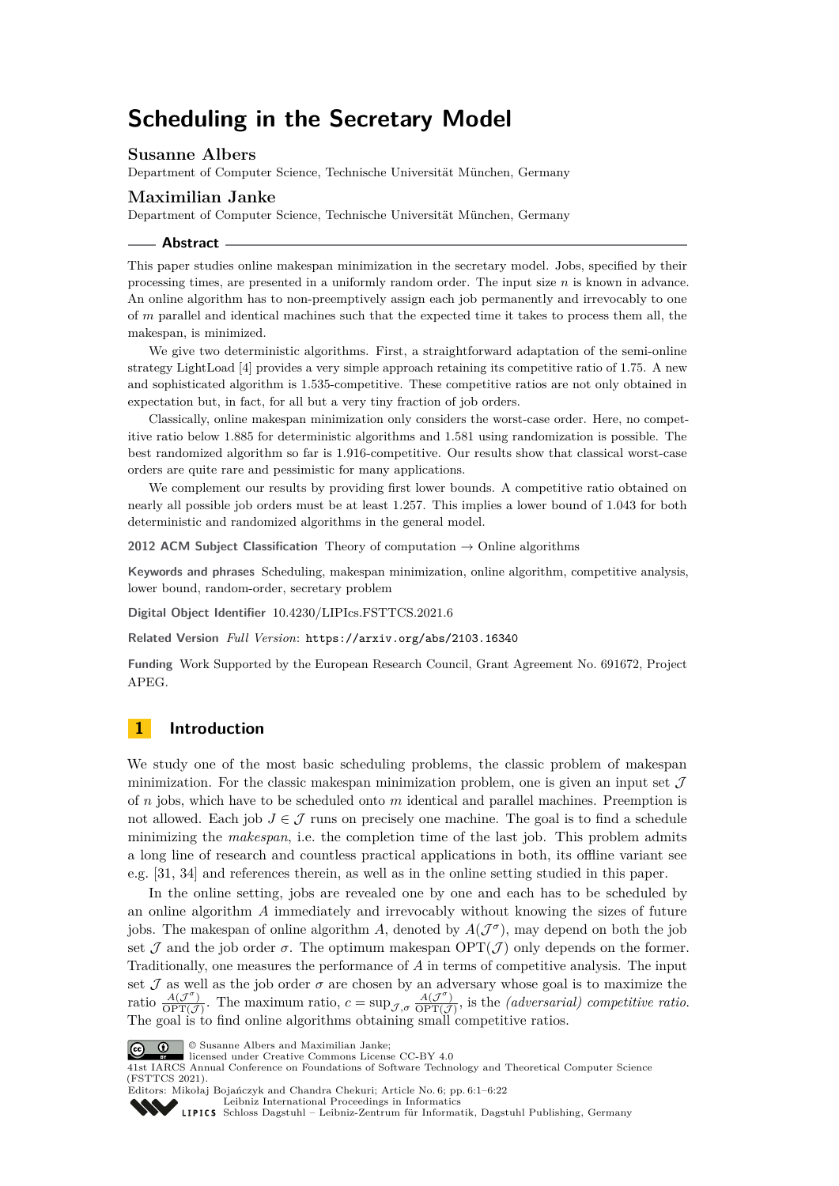# Scheduling in the Secretary Model

## Susanne Albers

Department of Computer Science, Technische Universität München, Germany

## Maximilian Janke

Department of Computer Science, Technische Universität München, Germany

### Abstract

This paper studies online makespan minimization in the secretary model. Jobs, specified by their processing times, are presented in a uniformly random order. The input size $n$ is known in advance. An online algorithm has to non-preemptively assign each job permanently and irrevocably to one of $m$ parallel and identical machines such that the expected time it takes to process them all, the makespan, is minimized.

We give two deterministic algorithms. First, a straightforward adaptation of the semi-online strategy LightLoad [4] provides a very simple approach retaining its competitive ratio of 1.75. A new and sophisticated algorithm is 1.535-competitive. These competitive ratios are not only obtained in expectation but, in fact, for all but a very tiny fraction of job orders.

Classically, online makespan minimization only considers the worst-case order. Here, no competitive ratio below 1.885 for deterministic algorithms and 1.581 using randomization is possible. The best randomized algorithm so far is 1.916-competitive. Our results show that classical worst-case orders are quite rare and pessimistic for many applications.

We complement our results by providing first lower bounds. A competitive ratio obtained on nearly all possible job orders must be at least 1.257. This implies a lower bound of 1.043 for both deterministic and randomized algorithms in the general model.

**2012 ACM Subject Classification** Theory of computation → Online algorithms

**Keywords and phrases** Scheduling, makespan minimization, online algorithm, competitive analysis, lower bound, random-order, secretary problem

**Digital Object Identifier** 10.4230/LIPIcs.FSTTCS.2021.6

**Related Version** *Full Version*: https://arxiv.org/abs/2103.16340

**Funding** Work Supported by the European Research Council, Grant Agreement No. 691672, Project APEG.

## 1 Introduction

We study one of the most basic scheduling problems, the classic problem of makespan minimization. For the classic makespan minimization problem, one is given an input set $\mathcal{J}$ of $n$ jobs, which have to be scheduled onto $m$ identical and parallel machines. Preemption is not allowed. Each job $J \in \mathcal{J}$ runs on precisely one machine. The goal is to find a schedule minimizing the *makespan*, i.e. the completion time of the last job. This problem admits a long line of research and countless practical applications in both, its offline variant see e.g. [31, 34] and references therein, as well as in the online setting studied in this paper.

In the online setting, jobs are revealed one by one and each has to be scheduled by an online algorithm $A$ immediately and irrevocably without knowing the sizes of future jobs. The makespan of online algorithm $A$, denoted by $A(\mathcal{J}^\sigma)$, may depend on both the job set $\mathcal{J}$ and the job order $\sigma$. The optimum makespan $\mathrm{OPT}(\mathcal{J})$ only depends on the former. Traditionally, one measures the performance of $A$ in terms of competitive analysis. The input set $\mathcal{J}$ as well as the job order $\sigma$ are chosen by an adversary whose goal is to maximize the ratio $\frac{A(\mathcal{J}^\sigma)}{\mathrm{OPT}(\mathcal{J})}$. The maximum ratio, $c = \sup_{\mathcal{J},\sigma} \frac{A(\mathcal{J}^\sigma)}{\mathrm{OPT}(\mathcal{J})}$, is the *(adversarial) competitive ratio*. The goal is to find online algorithms obtaining small competitive ratios.

© Susanne Albers and Maximilian Janke;
licensed under Creative Commons License CC-BY 4.0
41st IARCS Annual Conference on Foundations of Software Technology and Theoretical Computer Science (FSTTCS 2021).
Editors: Mikołaj Bojańczyk and Chandra Chekuri; Article No. 6; pp. 6:1–6:22
Leibniz International Proceedings in Informatics
Schloss Dagstuhl – Leibniz-Zentrum für Informatik, Dagstuhl Publishing, Germany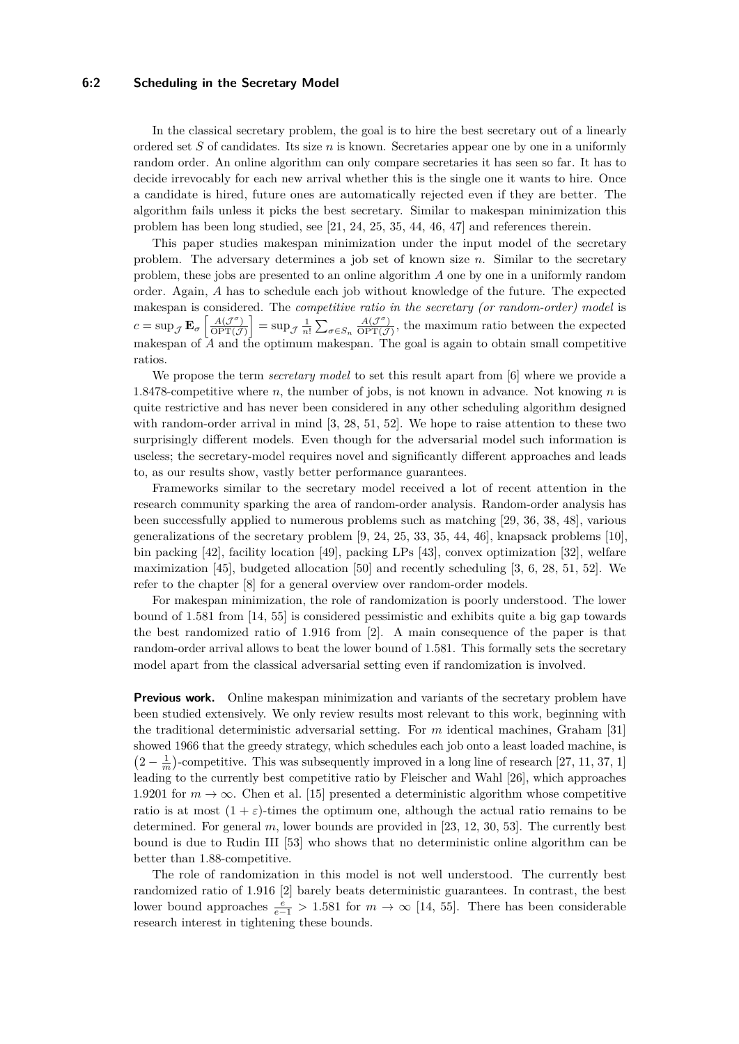In the classical secretary problem, the goal is to hire the best secretary out of a linearly ordered set $S$ of candidates. Its size $n$ is known. Secretaries appear one by one in a uniformly random order. An online algorithm can only compare secretaries it has seen so far. It has to decide irrevocably for each new arrival whether this is the single one it wants to hire. Once a candidate is hired, future ones are automatically rejected even if they are better. The algorithm fails unless it picks the best secretary. Similar to makespan minimization this problem has been long studied, see [21, 24, 25, 35, 44, 46, 47] and references therein.

This paper studies makespan minimization under the input model of the secretary problem. The adversary determines a job set of known size $n$. Similar to the secretary problem, these jobs are presented to an online algorithm $A$ one by one in a uniformly random order. Again, $A$ has to schedule each job without knowledge of the future. The expected makespan is considered. The *competitive ratio in the secretary (or random-order) model* is $c = \sup_{\mathcal{J}} \mathbf{E}_\sigma \left[\frac{A(\mathcal{J}^\sigma)}{\mathrm{OPT}(\mathcal{J})}\right] = \sup_{\mathcal{J}} \frac{1}{n!} \sum_{\sigma \in S_n} \frac{A(\mathcal{J}^\sigma)}{\mathrm{OPT}(\mathcal{J})}$, the maximum ratio between the expected makespan of $A$ and the optimum makespan. The goal is again to obtain small competitive ratios.

We propose the term *secretary model* to set this result apart from [6] where we provide a 1.8478-competitive where $n$, the number of jobs, is not known in advance. Not knowing $n$ is quite restrictive and has never been considered in any other scheduling algorithm designed with random-order arrival in mind [3, 28, 51, 52]. We hope to raise attention to these two surprisingly different models. Even though for the adversarial model such information is useless; the secretary-model requires novel and significantly different approaches and leads to, as our results show, vastly better performance guarantees.

Frameworks similar to the secretary model received a lot of recent attention in the research community sparking the area of random-order analysis. Random-order analysis has been successfully applied to numerous problems such as matching [29, 36, 38, 48], various generalizations of the secretary problem [9, 24, 25, 33, 35, 44, 46], knapsack problems [10], bin packing [42], facility location [49], packing LPs [43], convex optimization [32], welfare maximization [45], budgeted allocation [50] and recently scheduling [3, 6, 28, 51, 52]. We refer to the chapter [8] for a general overview over random-order models.

For makespan minimization, the role of randomization is poorly understood. The lower bound of 1.581 from [14, 55] is considered pessimistic and exhibits quite a big gap towards the best randomized ratio of 1.916 from [2]. A main consequence of the paper is that random-order arrival allows to beat the lower bound of 1.581. This formally sets the secretary model apart from the classical adversarial setting even if randomization is involved.

**Previous work.** Online makespan minimization and variants of the secretary problem have been studied extensively. We only review results most relevant to this work, beginning with the traditional deterministic adversarial setting. For $m$ identical machines, Graham [31] showed 1966 that the greedy strategy, which schedules each job onto a least loaded machine, is $\left(2 - \frac{1}{m}\right)$-competitive. This was subsequently improved in a long line of research [27, 11, 37, 1] leading to the currently best competitive ratio by Fleischer and Wahl [26], which approaches 1.9201 for $m \to \infty$. Chen et al. [15] presented a deterministic algorithm whose competitive ratio is at most $(1 + \varepsilon)$-times the optimum one, although the actual ratio remains to be determined. For general $m$, lower bounds are provided in [23, 12, 30, 53]. The currently best bound is due to Rudin III [53] who shows that no deterministic online algorithm can be better than 1.88-competitive.

The role of randomization in this model is not well understood. The currently best randomized ratio of 1.916 [2] barely beats deterministic guarantees. In contrast, the best lower bound approaches $\frac{e}{e-1} > 1.581$ for $m \to \infty$ [14, 55]. There has been considerable research interest in tightening these bounds.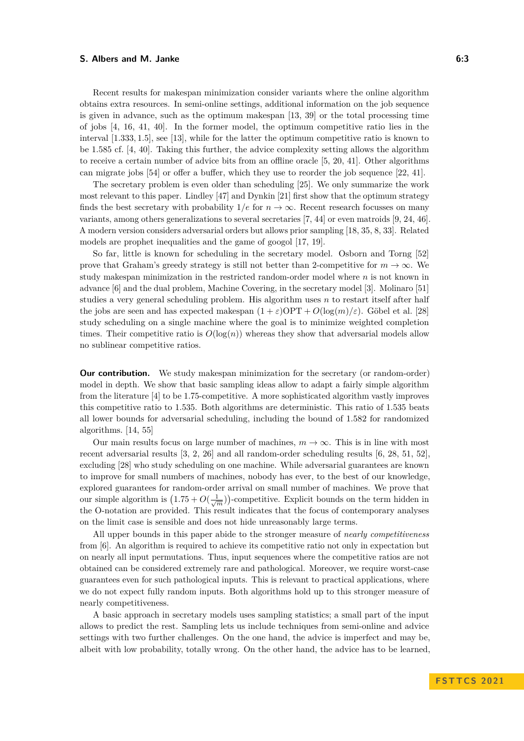Recent results for makespan minimization consider variants where the online algorithm obtains extra resources. In semi-online settings, additional information on the job sequence is given in advance, such as the optimum makespan [13, 39] or the total processing time of jobs [4, 16, 41, 40]. In the former model, the optimum competitive ratio lies in the interval $[1.333, 1.5]$, see [13], while for the latter the optimum competitive ratio is known to be 1.585 cf. [4, 40]. Taking this further, the advice complexity setting allows the algorithm to receive a certain number of advice bits from an offline oracle [5, 20, 41]. Other algorithms can migrate jobs [54] or offer a buffer, which they use to reorder the job sequence [22, 41].

The secretary problem is even older than scheduling [25]. We only summarize the work most relevant to this paper. Lindley [47] and Dynkin [21] first show that the optimum strategy finds the best secretary with probability $1/e$ for $n \to \infty$. Recent research focusses on many variants, among others generalizations to several secretaries [7, 44] or even matroids [9, 24, 46]. A modern version considers adversarial orders but allows prior sampling [18, 35, 8, 33]. Related models are prophet inequalities and the game of googol [17, 19].

So far, little is known for scheduling in the secretary model. Osborn and Torng [52] prove that Graham's greedy strategy is still not better than 2-competitive for $m \to \infty$. We study makespan minimization in the restricted random-order model where $n$ is not known in advance [6] and the dual problem, Machine Covering, in the secretary model [3]. Molinaro [51] studies a very general scheduling problem. His algorithm uses $n$ to restart itself after half the jobs are seen and has expected makespan $(1+\varepsilon)\mathrm{OPT} + O(\log(m)/\varepsilon)$. Göbel et al. [28] study scheduling on a single machine where the goal is to minimize weighted completion times. Their competitive ratio is $O(\log(n))$ whereas they show that adversarial models allow no sublinear competitive ratios.

**Our contribution.** We study makespan minimization for the secretary (or random-order) model in depth. We show that basic sampling ideas allow to adapt a fairly simple algorithm from the literature [4] to be 1.75-competitive. A more sophisticated algorithm vastly improves this competitive ratio to 1.535. Both algorithms are deterministic. This ratio of 1.535 beats all lower bounds for adversarial scheduling, including the bound of 1.582 for randomized algorithms. [14, 55]

Our main results focus on large number of machines, $m \to \infty$. This is in line with most recent adversarial results [3, 2, 26] and all random-order scheduling results [6, 28, 51, 52], excluding [28] who study scheduling on one machine. While adversarial guarantees are known to improve for small numbers of machines, nobody has ever, to the best of our knowledge, explored guarantees for random-order arrival on small number of machines. We prove that our simple algorithm is $\left(1.75 + O\left(\frac{1}{\sqrt{m}}\right)\right)$-competitive. Explicit bounds on the term hidden in the O-notation are provided. This result indicates that the focus of contemporary analyses on the limit case is sensible and does not hide unreasonably large terms.

All upper bounds in this paper abide to the stronger measure of *nearly competitiveness* from [6]. An algorithm is required to achieve its competitive ratio not only in expectation but on nearly all input permutations. Thus, input sequences where the competitive ratios are not obtained can be considered extremely rare and pathological. Moreover, we require worst-case guarantees even for such pathological inputs. This is relevant to practical applications, where we do not expect fully random inputs. Both algorithms hold up to this stronger measure of nearly competitiveness.

A basic approach in secretary models uses sampling statistics; a small part of the input allows to predict the rest. Sampling lets us include techniques from semi-online and advice settings with two further challenges. On the one hand, the advice is imperfect and may be, albeit with low probability, totally wrong. On the other hand, the advice has to be learned,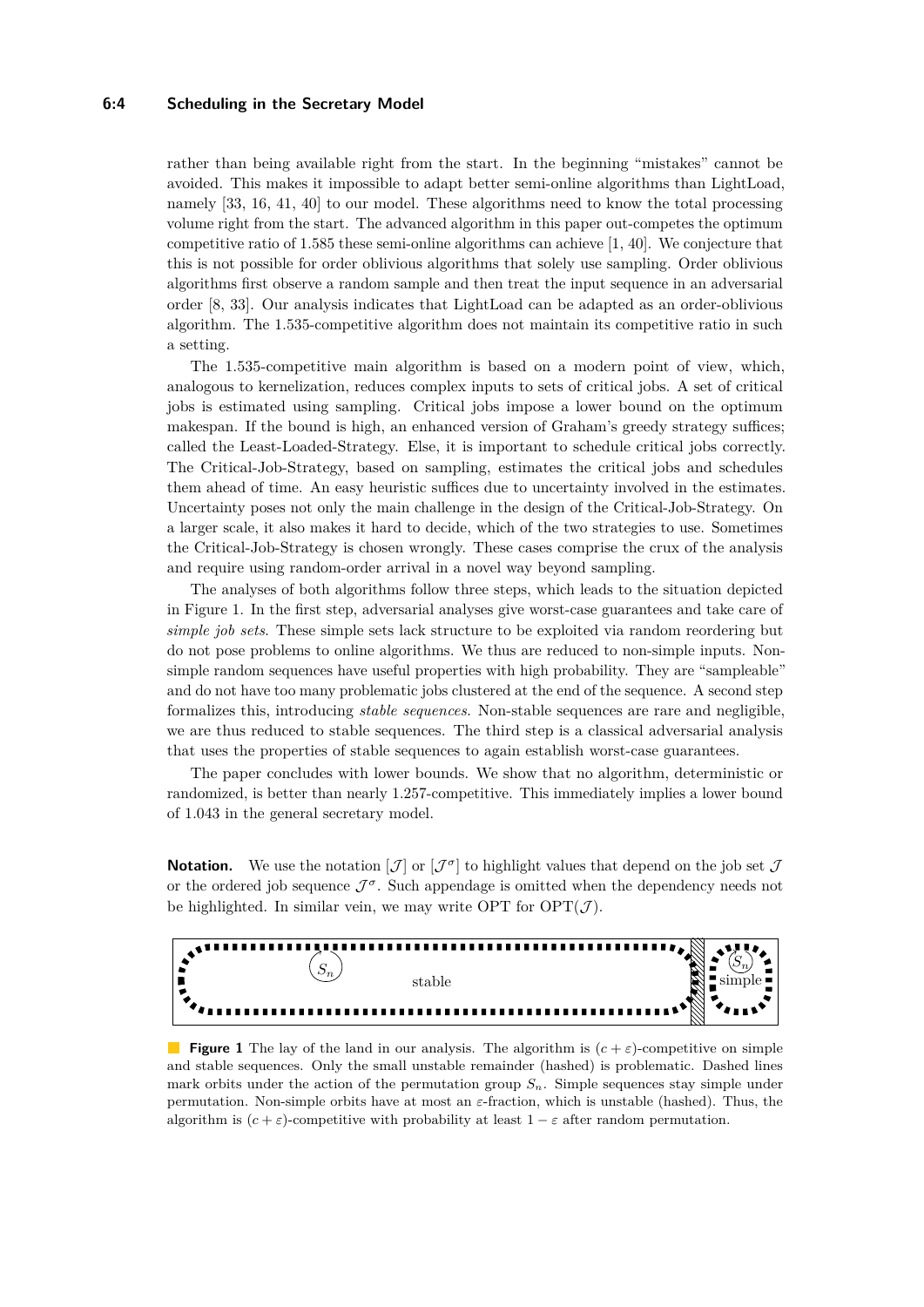rather than being available right from the start. In the beginning "mistakes" cannot be avoided. This makes it impossible to adapt better semi-online algorithms than LightLoad, namely [33, 16, 41, 40] to our model. These algorithms need to know the total processing volume right from the start. The advanced algorithm in this paper out-competes the optimum competitive ratio of 1.585 these semi-online algorithms can achieve [1, 40]. We conjecture that this is not possible for order oblivious algorithms that solely use sampling. Order oblivious algorithms first observe a random sample and then treat the input sequence in an adversarial order [8, 33]. Our analysis indicates that LightLoad can be adapted as an order-oblivious algorithm. The 1.535-competitive algorithm does not maintain its competitive ratio in such a setting.

The 1.535-competitive main algorithm is based on a modern point of view, which, analogous to kernelization, reduces complex inputs to sets of critical jobs. A set of critical jobs is estimated using sampling. Critical jobs impose a lower bound on the optimum makespan. If the bound is high, an enhanced version of Graham's greedy strategy suffices; called the Least-Loaded-Strategy. Else, it is important to schedule critical jobs correctly. The Critical-Job-Strategy, based on sampling, estimates the critical jobs and schedules them ahead of time. An easy heuristic suffices due to uncertainty involved in the estimates. Uncertainty poses not only the main challenge in the design of the Critical-Job-Strategy. On a larger scale, it also makes it hard to decide, which of the two strategies to use. Sometimes the Critical-Job-Strategy is chosen wrongly. These cases comprise the crux of the analysis and require using random-order arrival in a novel way beyond sampling.

The analyses of both algorithms follow three steps, which leads to the situation depicted in Figure 1. In the first step, adversarial analyses give worst-case guarantees and take care of *simple job sets*. These simple sets lack structure to be exploited via random reordering but do not pose problems to online algorithms. We thus are reduced to non-simple inputs. Non-simple random sequences have useful properties with high probability. They are "sampleable" and do not have too many problematic jobs clustered at the end of the sequence. A second step formalizes this, introducing *stable sequences*. Non-stable sequences are rare and negligible, we are thus reduced to stable sequences. The third step is a classical adversarial analysis that uses the properties of stable sequences to again establish worst-case guarantees.

The paper concludes with lower bounds. We show that no algorithm, deterministic or randomized, is better than nearly 1.257-competitive. This immediately implies a lower bound of 1.043 in the general secretary model.

**Notation.** We use the notation $[\mathcal{J}]$ or $[\mathcal{J}^\sigma]$ to highlight values that depend on the job set $\mathcal{J}$ or the ordered job sequence $\mathcal{J}^\sigma$. Such appendage is omitted when the dependency needs not be highlighted. In similar vein, we may write OPT for OPT$(\mathcal{J})$.

**Figure 1** The lay of the land in our analysis. The algorithm is $(c+\varepsilon)$-competitive on simple and stable sequences. Only the small unstable remainder (hashed) is problematic. Dashed lines mark orbits under the action of the permutation group $S_n$. Simple sequences stay simple under permutation. Non-simple orbits have at most an $\varepsilon$-fraction, which is unstable (hashed). Thus, the algorithm is $(c+\varepsilon)$-competitive with probability at least $1-\varepsilon$ after random permutation.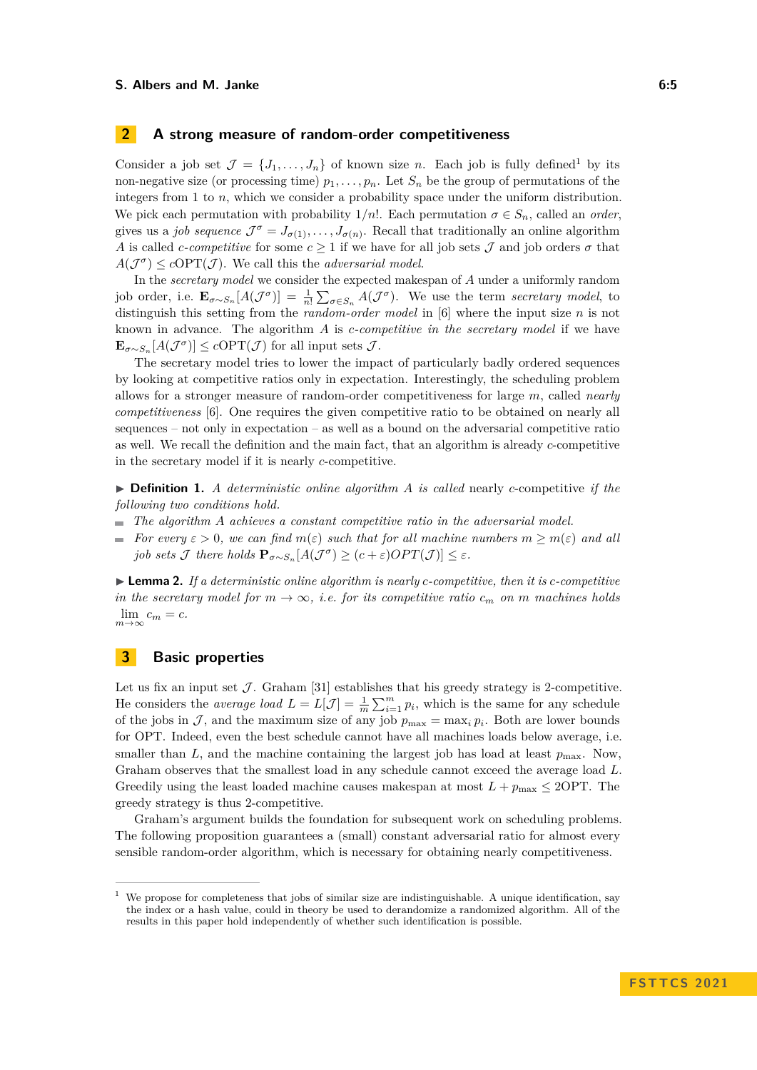## 2 A strong measure of random-order competitiveness

Consider a job set $\mathcal{J} = \{J_1, \ldots, J_n\}$ of known size $n$. Each job is fully defined[1] by its non-negative size (or processing time) $p_1, \ldots, p_n$. Let $S_n$ be the group of permutations of the integers from 1 to $n$, which we consider a probability space under the uniform distribution. We pick each permutation with probability $1/n!$. Each permutation $\sigma \in S_n$, called an *order*, gives us a *job sequence* $\mathcal{J}^\sigma = J_{\sigma(1)}, \ldots, J_{\sigma(n)}$. Recall that traditionally an online algorithm $A$ is called *$c$-competitive* for some $c \geq 1$ if we have for all job sets $\mathcal{J}$ and job orders $\sigma$ that $A(\mathcal{J}^\sigma) \leq c\mathrm{OPT}(\mathcal{J})$. We call this the *adversarial model*.

In the *secretary model* we consider the expected makespan of $A$ under a uniformly random job order, i.e. $\mathbf{E}_{\sigma \sim S_n}[A(\mathcal{J}^\sigma)] = \frac{1}{n!}\sum_{\sigma \in S_n} A(\mathcal{J}^\sigma)$. We use the term *secretary model*, to distinguish this setting from the *random-order model* in [6] where the input size $n$ is not known in advance. The algorithm $A$ is *$c$-competitive in the secretary model* if we have $\mathbf{E}_{\sigma \sim S_n}[A(\mathcal{J}^\sigma)] \leq c\mathrm{OPT}(\mathcal{J})$ for all input sets $\mathcal{J}$.

The secretary model tries to lower the impact of particularly badly ordered sequences by looking at competitive ratios only in expectation. Interestingly, the scheduling problem allows for a stronger measure of random-order competitiveness for large $m$, called *nearly competitiveness* [6]. One requires the given competitive ratio to be obtained on nearly all sequences – not only in expectation – as well as a bound on the adversarial competitive ratio as well. We recall the definition and the main fact, that an algorithm is already $c$-competitive in the secretary model if it is nearly $c$-competitive.

▶ **Definition 1.** *A deterministic online algorithm $A$ is called* nearly $c$-competitive *if the following two conditions hold.*

- *The algorithm $A$ achieves a constant competitive ratio in the adversarial model.*
- *For every $\varepsilon > 0$, we can find $m(\varepsilon)$ such that for all machine numbers $m \geq m(\varepsilon)$ and all job sets $\mathcal{J}$ there holds $\mathbf{P}_{\sigma \sim S_n}[A(\mathcal{J}^\sigma) \geq (c+\varepsilon)OPT(\mathcal{J})] \leq \varepsilon$.*

▶ **Lemma 2.** *If a deterministic online algorithm is nearly $c$-competitive, then it is $c$-competitive in the secretary model for $m \to \infty$, i.e. for its competitive ratio $c_m$ on $m$ machines holds $\lim_{m \to \infty} c_m = c$.*

## 3 Basic properties

Let us fix an input set $\mathcal{J}$. Graham [31] establishes that his greedy strategy is 2-competitive. He considers the *average load* $L = L[\mathcal{J}] = \frac{1}{m}\sum_{i=1}^{m} p_i$, which is the same for any schedule of the jobs in $\mathcal{J}$, and the maximum size of any job $p_{\max} = \max_i p_i$. Both are lower bounds for OPT. Indeed, even the best schedule cannot have all machines loads below average, i.e. smaller than $L$, and the machine containing the largest job has load at least $p_{\max}$. Now, Graham observes that the smallest load in any schedule cannot exceed the average load $L$. Greedily using the least loaded machine causes makespan at most $L + p_{\max} \leq 2\mathrm{OPT}$. The greedy strategy is thus 2-competitive.

Graham's argument builds the foundation for subsequent work on scheduling problems. The following proposition guarantees a (small) constant adversarial ratio for almost every sensible random-order algorithm, which is necessary for obtaining nearly competitiveness.

---

[1] We propose for completeness that jobs of similar size are indistinguishable. A unique identification, say the index or a hash value, could in theory be used to derandomize a randomized algorithm. All of the results in this paper hold independently of whether such identification is possible.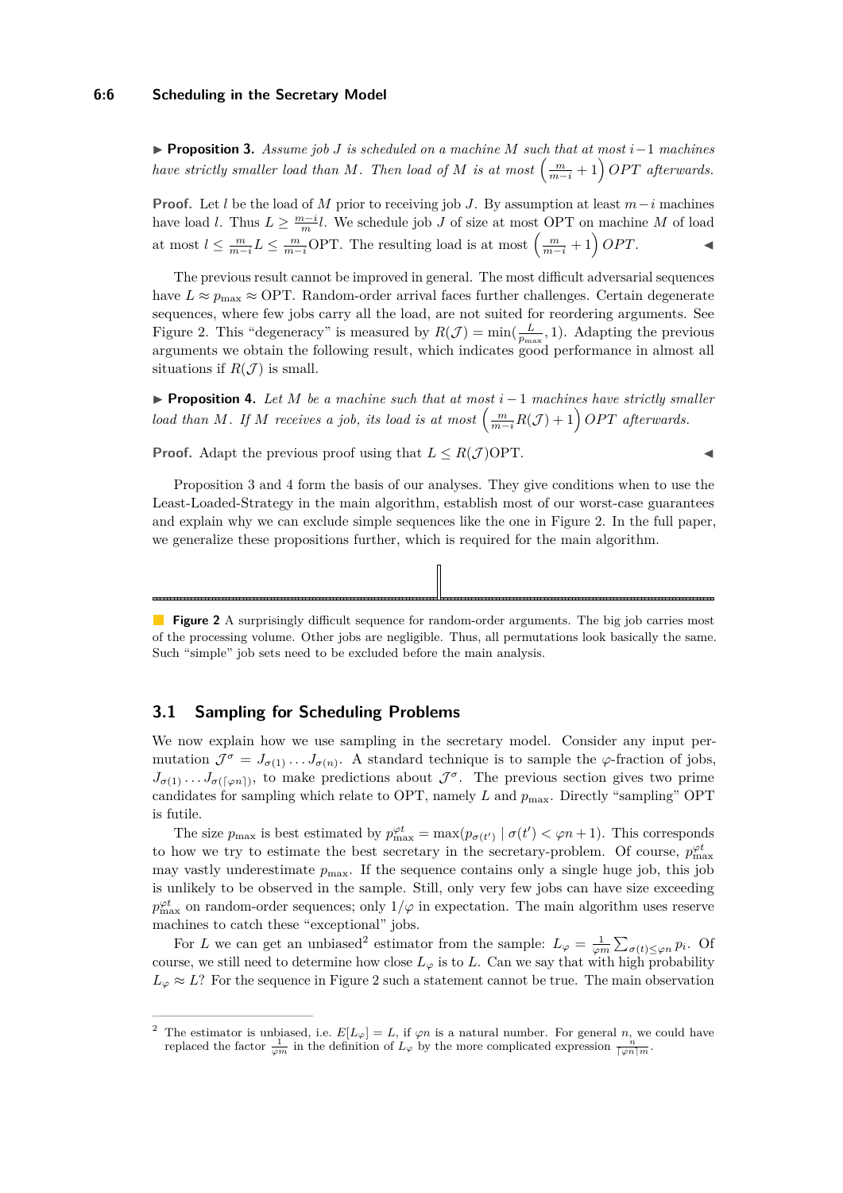▶ **Proposition 3.** *Assume job $J$ is scheduled on a machine $M$ such that at most $i-1$ machines have strictly smaller load than $M$. Then load of $M$ is at most $\left(\frac{m}{m-i}+1\right) OPT$ afterwards.*

**Proof.** Let $l$ be the load of $M$ prior to receiving job $J$. By assumption at least $m-i$ machines have load $l$. Thus $L \geq \frac{m-i}{m}l$. We schedule job $J$ of size at most OPT on machine $M$ of load at most $l \leq \frac{m}{m-i}L \leq \frac{m}{m-i}\text{OPT}$. The resulting load is at most $\left(\frac{m}{m-i}+1\right) OPT$. ◀

The previous result cannot be improved in general. The most difficult adversarial sequences have $L \approx p_{\max} \approx \text{OPT}$. Random-order arrival faces further challenges. Certain degenerate sequences, where few jobs carry all the load, are not suited for reordering arguments. See Figure 2. This "degeneracy" is measured by $R(\mathcal{J}) = \min(\frac{L}{p_{\max}}, 1)$. Adapting the previous arguments we obtain the following result, which indicates good performance in almost all situations if $R(\mathcal{J})$ is small.

▶ **Proposition 4.** *Let $M$ be a machine such that at most $i-1$ machines have strictly smaller load than $M$. If $M$ receives a job, its load is at most $\left(\frac{m}{m-i}R(\mathcal{J})+1\right) OPT$ afterwards.*

**Proof.** Adapt the previous proof using that $L \leq R(\mathcal{J})\text{OPT}$. ◀

Proposition 3 and 4 form the basis of our analyses. They give conditions when to use the Least-Loaded-Strategy in the main algorithm, establish most of our worst-case guarantees and explain why we can exclude simple sequences like the one in Figure 2. In the full paper, we generalize these propositions further, which is required for the main algorithm.

**Figure 2** A surprisingly difficult sequence for random-order arguments. The big job carries most of the processing volume. Other jobs are negligible. Thus, all permutations look basically the same. Such "simple" job sets need to be excluded before the main analysis.

## 3.1 Sampling for Scheduling Problems

We now explain how we use sampling in the secretary model. Consider any input permutation $\mathcal{J}^\sigma = J_{\sigma(1)} \dots J_{\sigma(n)}$. A standard technique is to sample the $\varphi$-fraction of jobs, $J_{\sigma(1)} \dots J_{\sigma(\lceil \varphi n \rceil)}$, to make predictions about $\mathcal{J}^\sigma$. The previous section gives two prime candidates for sampling which relate to OPT, namely $L$ and $p_{\max}$. Directly "sampling" OPT is futile.

The size $p_{\max}$ is best estimated by $p_{\max}^{\varphi t} = \max(p_{\sigma(t')} \mid \sigma(t') < \varphi n + 1)$. This corresponds to how we try to estimate the best secretary in the secretary-problem. Of course, $p_{\max}^{\varphi t}$ may vastly underestimate $p_{\max}$. If the sequence contains only a single huge job, this job is unlikely to be observed in the sample. Still, only very few jobs can have size exceeding $p_{\max}^{\varphi t}$ on random-order sequences; only $1/\varphi$ in expectation. The main algorithm uses reserve machines to catch these "exceptional" jobs.

For $L$ we can get an unbiased[2] estimator from the sample: $L_\varphi = \frac{1}{\varphi m}\sum_{\sigma(t) \leq \varphi n} p_i$. Of course, we still need to determine how close $L_\varphi$ is to $L$. Can we say that with high probability $L_\varphi \approx L$? For the sequence in Figure 2 such a statement cannot be true. The main observation

[2] The estimator is unbiased, i.e. $E[L_\varphi] = L$, if $\varphi n$ is a natural number. For general $n$, we could have replaced the factor $\frac{1}{\varphi m}$ in the definition of $L_\varphi$ by the more complicated expression $\frac{n}{\lceil \varphi n \rceil m}$.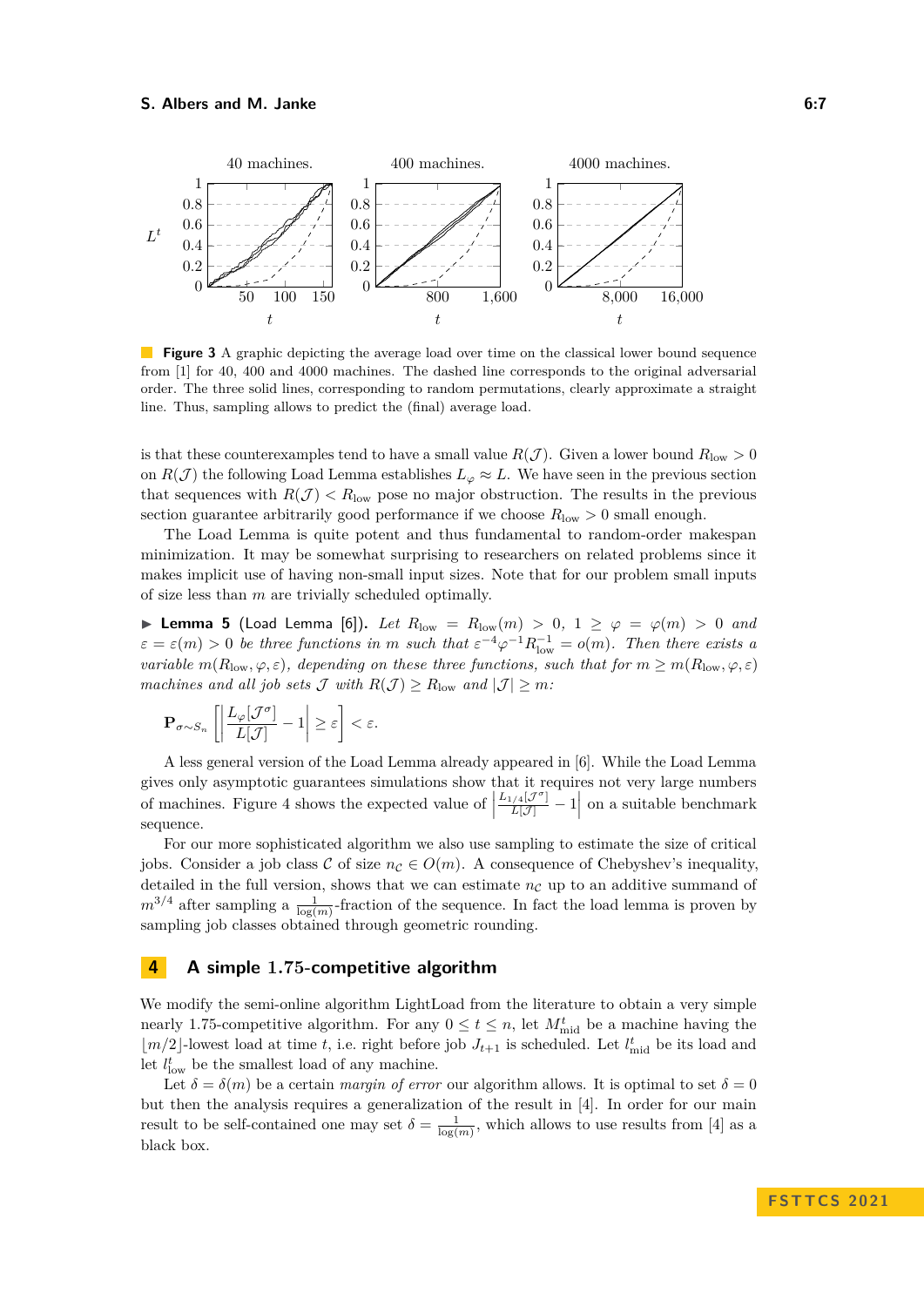**Figure 3** A graphic depicting the average load over time on the classical lower bound sequence from [1] for 40, 400 and 4000 machines. The dashed line corresponds to the original adversarial order. The three solid lines, corresponding to random permutations, clearly approximate a straight line. Thus, sampling allows to predict the (final) average load.

is that these counterexamples tend to have a small value $R(\mathcal{J})$. Given a lower bound $R_{\text{low}} > 0$ on $R(\mathcal{J})$ the following Load Lemma establishes $L_\varphi \approx L$. We have seen in the previous section that sequences with $R(\mathcal{J}) < R_{\text{low}}$ pose no major obstruction. The results in the previous section guarantee arbitrarily good performance if we choose $R_{\text{low}} > 0$ small enough.

The Load Lemma is quite potent and thus fundamental to random-order makespan minimization. It may be somewhat surprising to researchers on related problems since it makes implicit use of having non-small input sizes. Note that for our problem small inputs of size less than $m$ are trivially scheduled optimally.

▶ **Lemma 5** (Load Lemma [6]). *Let $R_{\text{low}} = R_{\text{low}}(m) > 0$, $1 \geq \varphi = \varphi(m) > 0$ and $\varepsilon = \varepsilon(m) > 0$ be three functions in $m$ such that $\varepsilon^{-4}\varphi^{-1}R_{\text{low}}^{-1} = o(m)$. Then there exists a variable $m(R_{\text{low}}, \varphi, \varepsilon)$, depending on these three functions, such that for $m \geq m(R_{\text{low}}, \varphi, \varepsilon)$ machines and all job sets $\mathcal{J}$ with $R(\mathcal{J}) \geq R_{\text{low}}$ and $|\mathcal{J}| \geq m$:*

$$\mathbf{P}_{\sigma\sim S_n}\left[\left|\frac{L_\varphi[\mathcal{J}^\sigma]}{L[\mathcal{J}]} - 1\right| \geq \varepsilon\right] < \varepsilon.$$

A less general version of the Load Lemma already appeared in [6]. While the Load Lemma gives only asymptotic guarantees simulations show that it requires not very large numbers of machines. Figure 4 shows the expected value of $\left|\frac{L_{1/4}[\mathcal{J}^\sigma]}{L[\mathcal{J}]} - 1\right|$ on a suitable benchmark sequence.

For our more sophisticated algorithm we also use sampling to estimate the size of critical jobs. Consider a job class $\mathcal{C}$ of size $n_{\mathcal{C}} \in O(m)$. A consequence of Chebyshev's inequality, detailed in the full version, shows that we can estimate $n_{\mathcal{C}}$ up to an additive summand of $m^{3/4}$ after sampling a $\frac{1}{\log(m)}$-fraction of the sequence. In fact the load lemma is proven by sampling job classes obtained through geometric rounding.

## 4 A simple 1.75-competitive algorithm

We modify the semi-online algorithm LightLoad from the literature to obtain a very simple nearly 1.75-competitive algorithm. For any $0 \leq t \leq n$, let $M_{\text{mid}}^t$ be a machine having the $\lfloor m/2 \rfloor$-lowest load at time $t$, i.e. right before job $J_{t+1}$ is scheduled. Let $l_{\text{mid}}^t$ be its load and let $l_{\text{low}}^t$ be the smallest load of any machine.

Let $\delta = \delta(m)$ be a certain *margin of error* our algorithm allows. It is optimal to set $\delta = 0$ but then the analysis requires a generalization of the result in [4]. In order for our main result to be self-contained one may set $\delta = \frac{1}{\log(m)}$, which allows to use results from [4] as a black box.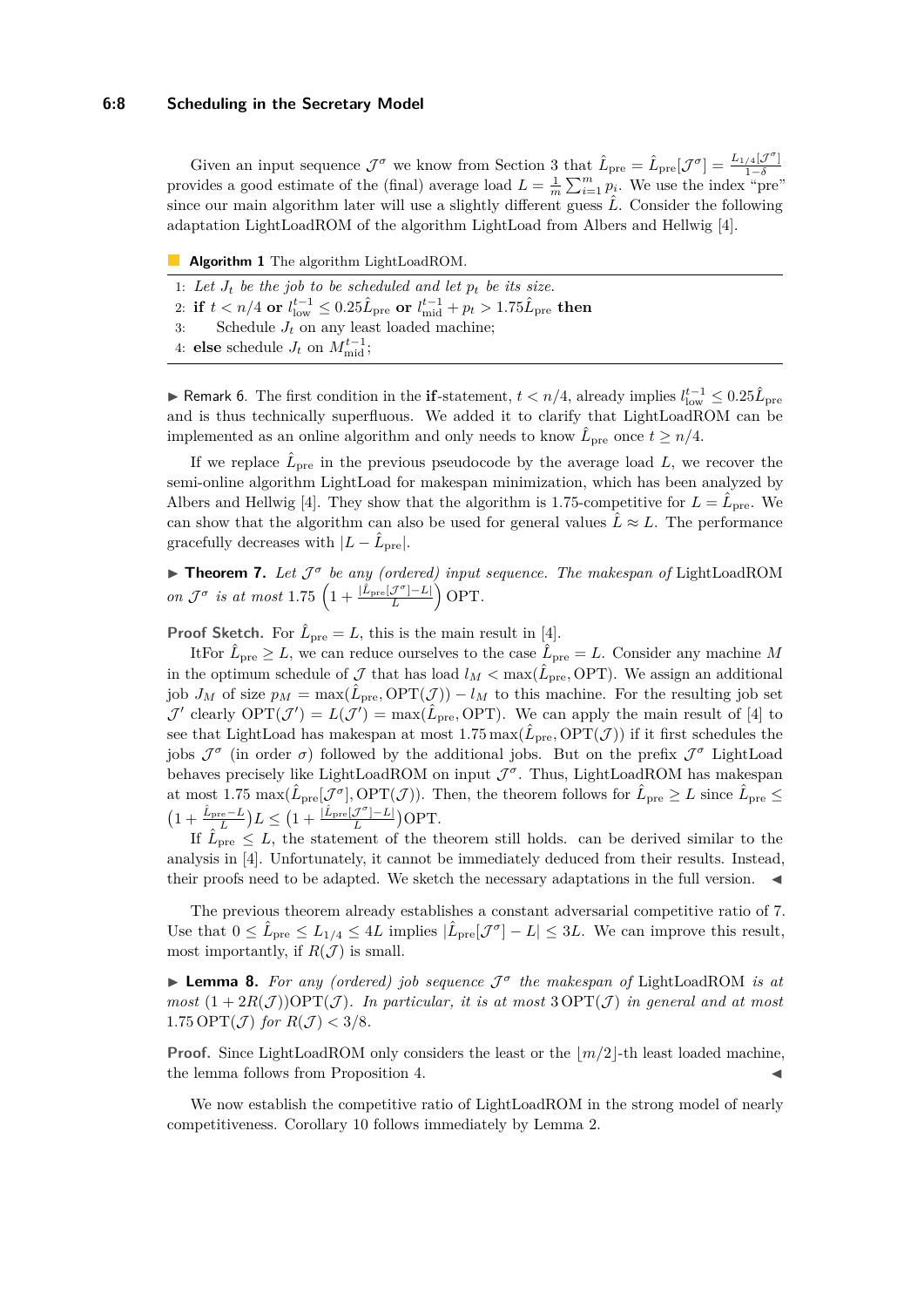Given an input sequence $\mathcal{J}^\sigma$ we know from Section 3 that $\hat{L}_{\text{pre}} = \hat{L}_{\text{pre}}[\mathcal{J}^\sigma] = \frac{L_{1/4}[\mathcal{J}^\sigma]}{1-\delta}$ provides a good estimate of the (final) average load $L = \frac{1}{m}\sum_{i=1}^m p_i$. We use the index "pre" since our main algorithm later will use a slightly different guess $\hat{L}$. Consider the following adaptation LightLoadROM of the algorithm LightLoad from Albers and Hellwig [4].

**Algorithm 1** The algorithm LightLoadROM.

1: *Let $J_t$ be the job to be scheduled and let $p_t$ be its size.*
2: **if** $t < n/4$ **or** $l_{\text{low}}^{t-1} \leq 0.25\hat{L}_{\text{pre}}$ **or** $l_{\text{mid}}^{t-1} + p_t > 1.75\hat{L}_{\text{pre}}$ **then**
3: Schedule $J_t$ on any least loaded machine;
4: **else** schedule $J_t$ on $M_{\text{mid}}^{t-1}$;

▶ Remark 6. The first condition in the **if**-statement, $t < n/4$, already implies $l_{\text{low}}^{t-1} \leq 0.25\hat{L}_{\text{pre}}$ and is thus technically superfluous. We added it to clarify that LightLoadROM can be implemented as an online algorithm and only needs to know $\hat{L}_{\text{pre}}$ once $t \geq n/4$.

If we replace $\hat{L}_{\text{pre}}$ in the previous pseudocode by the average load $L$, we recover the semi-online algorithm LightLoad for makespan minimization, which has been analyzed by Albers and Hellwig [4]. They show that the algorithm is 1.75-competitive for $L = \hat{L}_{\text{pre}}$. We can show that the algorithm can also be used for general values $\hat{L} \approx L$. The performance gracefully decreases with $|L - \hat{L}_{\text{pre}}|$.

▶ **Theorem 7.** *Let $\mathcal{J}^\sigma$ be any (ordered) input sequence. The makespan of* LightLoadROM *on $\mathcal{J}^\sigma$ is at most* $1.75\left(1 + \frac{|\hat{L}_{\text{pre}}[\mathcal{J}^\sigma]-L|}{L}\right)\text{OPT}$.

**Proof Sketch.** For $\hat{L}_{\text{pre}} = L$, this is the main result in [4].

ItFor $\hat{L}_{\text{pre}} \geq L$, we can reduce ourselves to the case $\hat{L}_{\text{pre}} = L$. Consider any machine $M$ in the optimum schedule of $\mathcal{J}$ that has load $l_M < \max(\hat{L}_{\text{pre}}, \text{OPT})$. We assign an additional job $J_M$ of size $p_M = \max(\hat{L}_{\text{pre}}, \text{OPT}(\mathcal{J})) - l_M$ to this machine. For the resulting job set $\mathcal{J}'$ clearly $\text{OPT}(\mathcal{J}') = L(\mathcal{J}') = \max(\hat{L}_{\text{pre}}, \text{OPT})$. We can apply the main result of [4] to see that LightLoad has makespan at most $1.75\max(\hat{L}_{\text{pre}}, \text{OPT}(\mathcal{J}))$ if it first schedules the jobs $\mathcal{J}^\sigma$ (in order $\sigma$) followed by the additional jobs. But on the prefix $\mathcal{J}^\sigma$ LightLoad behaves precisely like LightLoadROM on input $\mathcal{J}^\sigma$. Thus, LightLoadROM has makespan at most $1.75\max(\hat{L}_{\text{pre}}[\mathcal{J}^\sigma], \text{OPT}(\mathcal{J}))$. Then, the theorem follows for $\hat{L}_{\text{pre}} \geq L$ since $\hat{L}_{\text{pre}} \leq \left(1 + \frac{\hat{L}_{\text{pre}}-L}{L}\right)L \leq \left(1 + \frac{|\hat{L}_{\text{pre}}[\mathcal{J}^\sigma]-L|}{L}\right)\text{OPT}$.

If $\hat{L}_{\text{pre}} \leq L$, the statement of the theorem still holds. can be derived similar to the analysis in [4]. Unfortunately, it cannot be immediately deduced from their results. Instead, their proofs need to be adapted. We sketch the necessary adaptations in the full version. ◀

The previous theorem already establishes a constant adversarial competitive ratio of 7. Use that $0 \leq \hat{L}_{\text{pre}} \leq L_{1/4} \leq 4L$ implies $|\hat{L}_{\text{pre}}[\mathcal{J}^\sigma] - L| \leq 3L$. We can improve this result, most importantly, if $R(\mathcal{J})$ is small.

▶ **Lemma 8.** *For any (ordered) job sequence $\mathcal{J}^\sigma$ the makespan of* LightLoadROM *is at most $(1 + 2R(\mathcal{J}))\text{OPT}(\mathcal{J})$. In particular, it is at most $3\,\text{OPT}(\mathcal{J})$ in general and at most $1.75\,\text{OPT}(\mathcal{J})$ for $R(\mathcal{J}) < 3/8$.*

**Proof.** Since LightLoadROM only considers the least or the $\lfloor m/2 \rfloor$-th least loaded machine, the lemma follows from Proposition 4. ◀

We now establish the competitive ratio of LightLoadROM in the strong model of nearly competitiveness. Corollary 10 follows immediately by Lemma 2.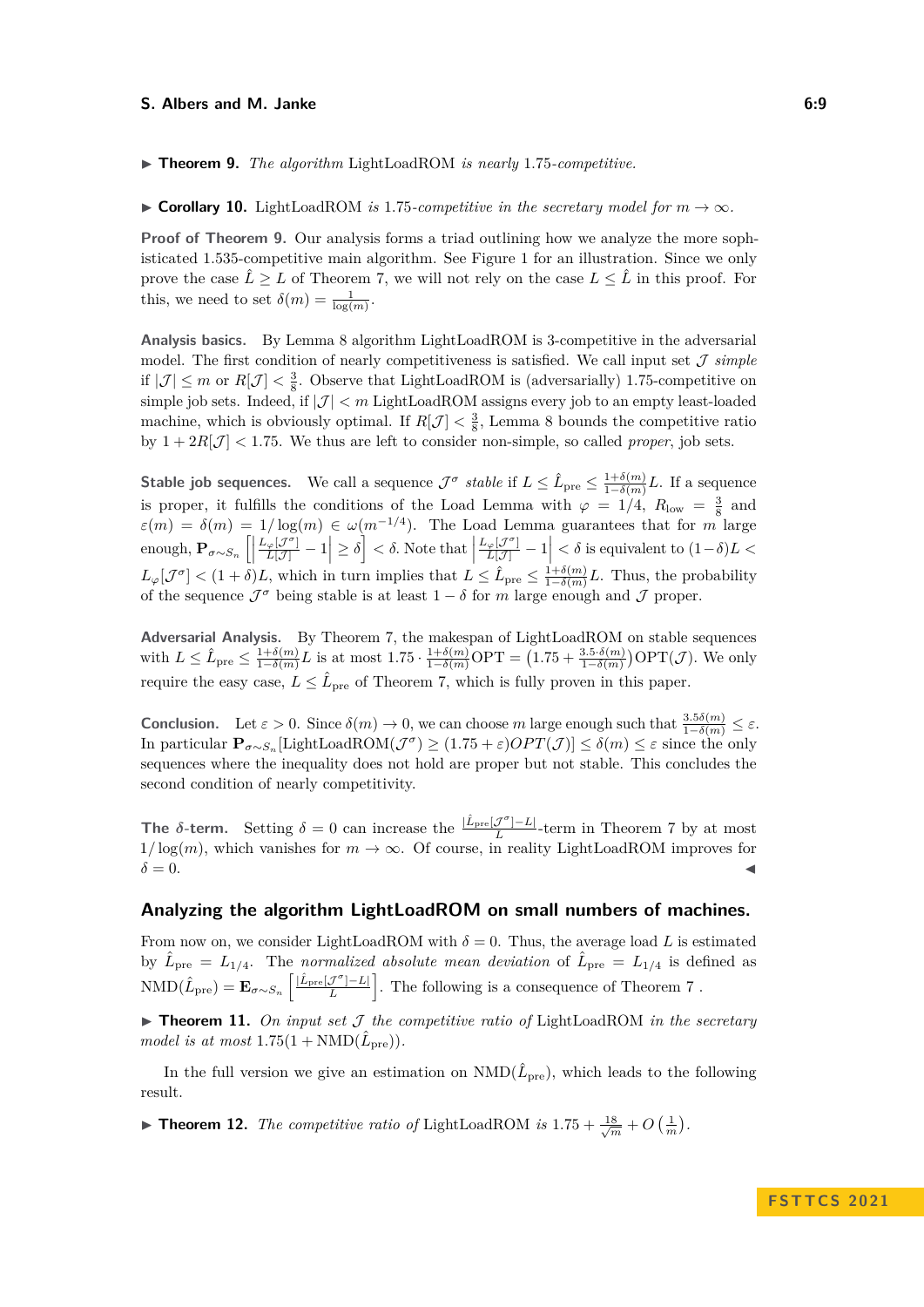▶ **Theorem 9.** *The algorithm* LightLoadROM *is nearly* 1.75*-competitive.*

▶ **Corollary 10.** LightLoadROM *is* 1.75*-competitive in the secretary model for* $m \to \infty$*.*

**Proof of Theorem 9.** Our analysis forms a triad outlining how we analyze the more sophisticated 1.535-competitive main algorithm. See Figure 1 for an illustration. Since we only prove the case $\hat{L} \geq L$ of Theorem 7, we will not rely on the case $L \leq \hat{L}$ in this proof. For this, we need to set $\delta(m) = \frac{1}{\log(m)}$.

**Analysis basics.** By Lemma 8 algorithm LightLoadROM is 3-competitive in the adversarial model. The first condition of nearly competitiveness is satisfied. We call input set $\mathcal{J}$ *simple* if $|\mathcal{J}| \leq m$ or $R[\mathcal{J}] < \frac{3}{8}$. Observe that LightLoadROM is (adversarially) 1.75-competitive on simple job sets. Indeed, if $|\mathcal{J}| < m$ LightLoadROM assigns every job to an empty least-loaded machine, which is obviously optimal. If $R[\mathcal{J}] < \frac{3}{8}$, Lemma 8 bounds the competitive ratio by $1 + 2R[\mathcal{J}] < 1.75$. We thus are left to consider non-simple, so called *proper*, job sets.

**Stable job sequences.** We call a sequence $\mathcal{J}^\sigma$ *stable* if $L \leq \hat{L}_{\text{pre}} \leq \frac{1+\delta(m)}{1-\delta(m)} L$. If a sequence is proper, it fulfills the conditions of the Load Lemma with $\varphi = 1/4$, $R_{\text{low}} = \frac{3}{8}$ and $\varepsilon(m) = \delta(m) = 1/\log(m) \in \omega(m^{-1/4})$. The Load Lemma guarantees that for $m$ large enough, $\mathbf{P}_{\sigma \sim S_n}\left[\left|\frac{L_\varphi[\mathcal{J}^\sigma]}{L[\mathcal{J}]} - 1\right| \geq \delta\right] < \delta$. Note that $\left|\frac{L_\varphi[\mathcal{J}^\sigma]}{L[\mathcal{J}]} - 1\right| < \delta$ is equivalent to $(1-\delta)L < L_\varphi[\mathcal{J}^\sigma] < (1+\delta)L$, which in turn implies that $L \leq \hat{L}_{\text{pre}} \leq \frac{1+\delta(m)}{1-\delta(m)} L$. Thus, the probability of the sequence $\mathcal{J}^\sigma$ being stable is at least $1 - \delta$ for $m$ large enough and $\mathcal{J}$ proper.

**Adversarial Analysis.** By Theorem 7, the makespan of LightLoadROM on stable sequences with $L \leq \hat{L}_{\text{pre}} \leq \frac{1+\delta(m)}{1-\delta(m)} L$ is at most $1.75 \cdot \frac{1+\delta(m)}{1-\delta(m)} \text{OPT} = \left(1.75 + \frac{3.5 \cdot \delta(m)}{1-\delta(m)}\right) \text{OPT}(\mathcal{J})$. We only require the easy case, $L \leq \hat{L}_{\text{pre}}$ of Theorem 7, which is fully proven in this paper.

**Conclusion.** Let $\varepsilon > 0$. Since $\delta(m) \to 0$, we can choose $m$ large enough such that $\frac{3.5\delta(m)}{1-\delta(m)} \leq \varepsilon$. In particular $\mathbf{P}_{\sigma \sim S_n}[\text{LightLoadROM}(\mathcal{J}^\sigma) \geq (1.75 + \varepsilon) OPT(\mathcal{J})] \leq \delta(m) \leq \varepsilon$ since the only sequences where the inequality does not hold are proper but not stable. This concludes the second condition of nearly competitivity.

**The $\delta$-term.** Setting $\delta = 0$ can increase the $\frac{|\hat{L}_{\text{pre}}[\mathcal{J}^\sigma] - L|}{L}$-term in Theorem 7 by at most $1/\log(m)$, which vanishes for $m \to \infty$. Of course, in reality LightLoadROM improves for $\delta = 0$. ◀

### Analyzing the algorithm LightLoadROM on small numbers of machines.

From now on, we consider LightLoadROM with $\delta = 0$. Thus, the average load $L$ is estimated by $\hat{L}_{\text{pre}} = L_{1/4}$. The *normalized absolute mean deviation* of $\hat{L}_{\text{pre}} = L_{1/4}$ is defined as $\text{NMD}(\hat{L}_{\text{pre}}) = \mathbf{E}_{\sigma \sim S_n}\left[\frac{|\hat{L}_{\text{pre}}[\mathcal{J}^\sigma] - L|}{L}\right]$. The following is a consequence of Theorem 7 .

▶ **Theorem 11.** *On input set* $\mathcal{J}$ *the competitive ratio of* LightLoadROM *in the secretary model is at most* $1.75(1 + \text{NMD}(\hat{L}_{\text{pre}}))$*.*

In the full version we give an estimation on $\text{NMD}(\hat{L}_{\text{pre}})$, which leads to the following result.

▶ **Theorem 12.** *The competitive ratio of* LightLoadROM *is* $1.75 + \frac{18}{\sqrt{m}} + O\left(\frac{1}{m}\right)$*.*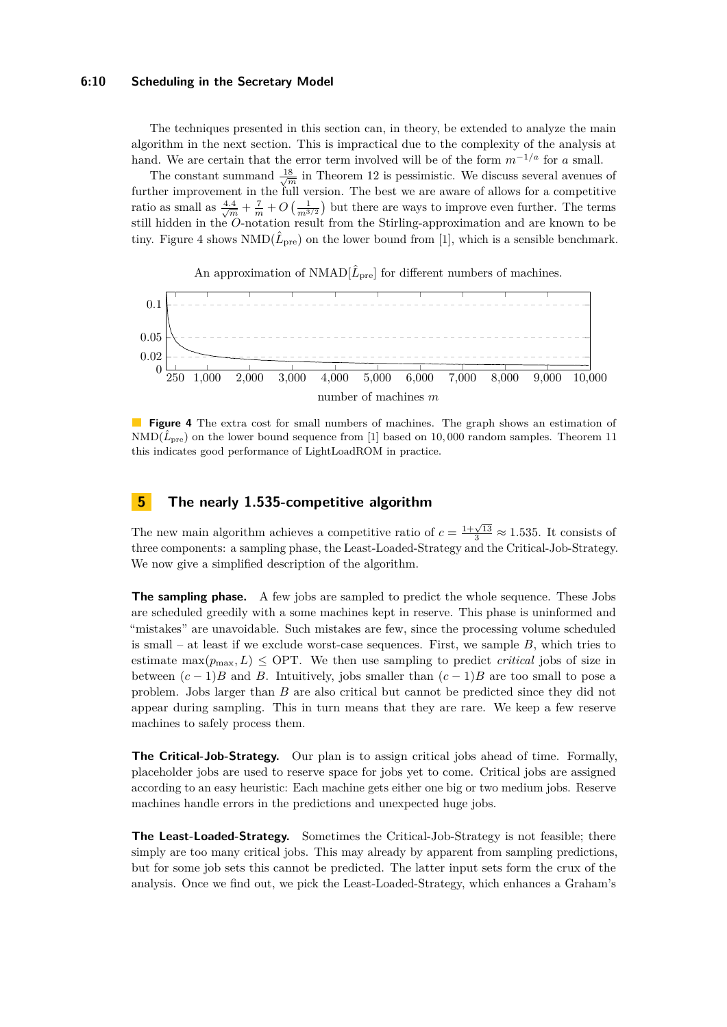The techniques presented in this section can, in theory, be extended to analyze the main algorithm in the next section. This is impractical due to the complexity of the analysis at hand. We are certain that the error term involved will be of the form $m^{-1/a}$ for $a$ small.

The constant summand $\frac{18}{\sqrt{m}}$ in Theorem 12 is pessimistic. We discuss several avenues of further improvement in the full version. The best we are aware of allows for a competitive ratio as small as $\frac{4.4}{\sqrt{m}} + \frac{7}{m} + O\left(\frac{1}{m^{3/2}}\right)$ but there are ways to improve even further. The terms still hidden in the $O$-notation result from the Stirling-approximation and are known to be tiny. Figure 4 shows $\mathrm{NMD}(\hat{L}_{\mathrm{pre}})$ on the lower bound from [1], which is a sensible benchmark.

An approximation of $\mathrm{NMAD}[\hat{L}_{\mathrm{pre}}]$ for different numbers of machines.

**Figure 4** The extra cost for small numbers of machines. The graph shows an estimation of $\mathrm{NMD}(\hat{L}_{\mathrm{pre}})$ on the lower bound sequence from [1] based on 10,000 random samples. Theorem 11 this indicates good performance of LightLoadROM in practice.

## 5 The nearly 1.535-competitive algorithm

The new main algorithm achieves a competitive ratio of $c = \frac{1+\sqrt{13}}{3} \approx 1.535$. It consists of three components: a sampling phase, the Least-Loaded-Strategy and the Critical-Job-Strategy. We now give a simplified description of the algorithm.

**The sampling phase.** A few jobs are sampled to predict the whole sequence. These Jobs are scheduled greedily with a some machines kept in reserve. This phase is uninformed and "mistakes" are unavoidable. Such mistakes are few, since the processing volume scheduled is small – at least if we exclude worst-case sequences. First, we sample $B$, which tries to estimate $\max(p_{\max}, L) \leq \mathrm{OPT}$. We then use sampling to predict *critical* jobs of size in between $(c-1)B$ and $B$. Intuitively, jobs smaller than $(c-1)B$ are too small to pose a problem. Jobs larger than $B$ are also critical but cannot be predicted since they did not appear during sampling. This in turn means that they are rare. We keep a few reserve machines to safely process them.

**The Critical-Job-Strategy.** Our plan is to assign critical jobs ahead of time. Formally, placeholder jobs are used to reserve space for jobs yet to come. Critical jobs are assigned according to an easy heuristic: Each machine gets either one big or two medium jobs. Reserve machines handle errors in the predictions and unexpected huge jobs.

**The Least-Loaded-Strategy.** Sometimes the Critical-Job-Strategy is not feasible; there simply are too many critical jobs. This may already by apparent from sampling predictions, but for some job sets this cannot be predicted. The latter input sets form the crux of the analysis. Once we find out, we pick the Least-Loaded-Strategy, which enhances a Graham's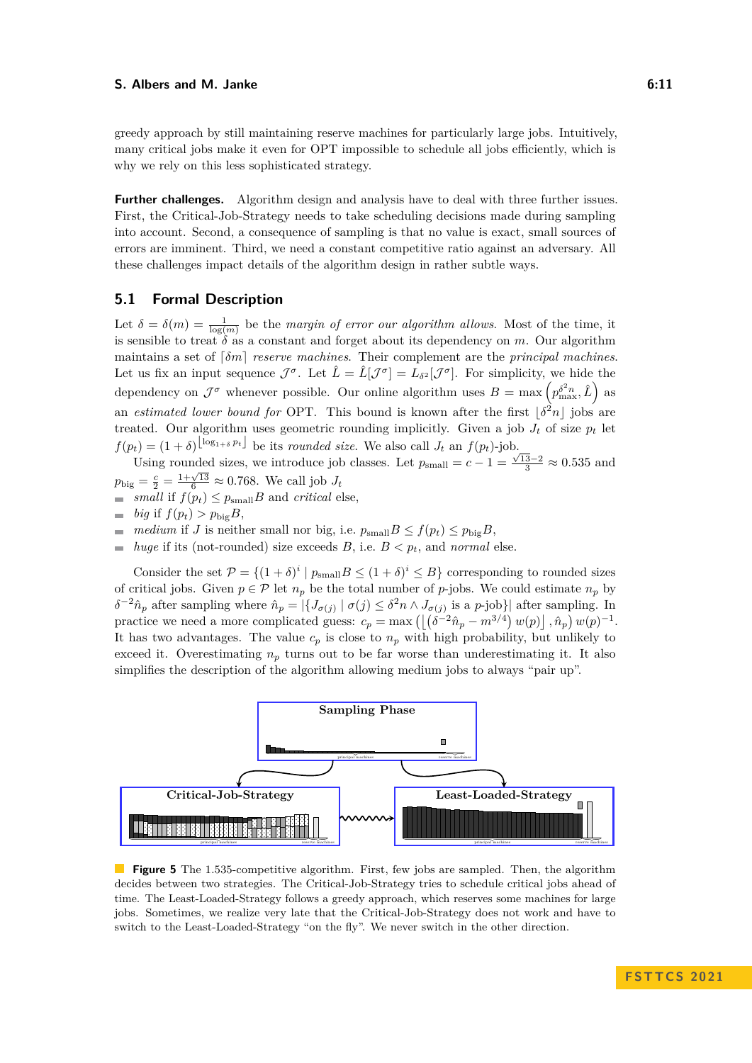greedy approach by still maintaining reserve machines for particularly large jobs. Intuitively, many critical jobs make it even for OPT impossible to schedule all jobs efficiently, which is why we rely on this less sophisticated strategy.

**Further challenges.** Algorithm design and analysis have to deal with three further issues. First, the Critical-Job-Strategy needs to take scheduling decisions made during sampling into account. Second, a consequence of sampling is that no value is exact, small sources of errors are imminent. Third, we need a constant competitive ratio against an adversary. All these challenges impact details of the algorithm design in rather subtle ways.

## 5.1 Formal Description

Let $\delta = \delta(m) = \frac{1}{\log(m)}$ be the *margin of error our algorithm allows*. Most of the time, it is sensible to treat $\delta$ as a constant and forget about its dependency on $m$. Our algorithm maintains a set of $\lceil \delta m \rceil$ *reserve machines*. Their complement are the *principal machines*. Let us fix an input sequence $\mathcal{J}^\sigma$. Let $\hat{L} = \hat{L}[\mathcal{J}^\sigma] = L_{\delta^2}[\mathcal{J}^\sigma]$. For simplicity, we hide the dependency on $\mathcal{J}^\sigma$ whenever possible. Our online algorithm uses $B = \max\left(p_{\max}^{\delta^2 n}, \hat{L}\right)$ as an *estimated lower bound for* OPT. This bound is known after the first $\lfloor \delta^2 n \rfloor$ jobs are treated. Our algorithm uses geometric rounding implicitly. Given a job $J_t$ of size $p_t$ let $f(p_t) = (1+\delta)^{\lfloor \log_{1+\delta} p_t \rfloor}$ be its *rounded size*. We also call $J_t$ an $f(p_t)$-job.

Using rounded sizes, we introduce job classes. Let $p_{\text{small}} = c - 1 = \frac{\sqrt{13}-2}{3} \approx 0.535$ and $p_{\text{big}} = \frac{c}{2} = \frac{1+\sqrt{13}}{6} \approx 0.768$. We call job $J_t$

- *small* if $f(p_t) \le p_{\text{small}} B$ and *critical* else,
- *big* if $f(p_t) > p_{\text{big}} B$,
- *medium* if $J$ is neither small nor big, i.e. $p_{\text{small}} B \le f(p_t) \le p_{\text{big}} B$,
- *huge* if its (not-rounded) size exceeds $B$, i.e. $B < p_t$, and *normal* else.

Consider the set $\mathcal{P} = \{(1+\delta)^i \mid p_{\text{small}} B \le (1+\delta)^i \le B\}$ corresponding to rounded sizes of critical jobs. Given $p \in \mathcal{P}$ let $n_p$ be the total number of $p$-jobs. We could estimate $n_p$ by $\delta^{-2}\hat{n}_p$ after sampling where $\hat{n}_p = |\{J_{\sigma(j)} \mid \sigma(j) \le \delta^2 n \wedge J_{\sigma(j)} \text{ is a } p\text{-job}\}|$ after sampling. In practice we need a more complicated guess: $c_p = \max\left(\left\lfloor \left(\delta^{-2}\hat{n}_p - m^{3/4}\right) w(p) \right\rfloor, \hat{n}_p\right) w(p)^{-1}$. It has two advantages. The value $c_p$ is close to $n_p$ with high probability, but unlikely to exceed it. Overestimating $n_p$ turns out to be far worse than underestimating it. It also simplifies the description of the algorithm allowing medium jobs to always "pair up".

**Figure 5** The 1.535-competitive algorithm. First, few jobs are sampled. Then, the algorithm decides between two strategies. The Critical-Job-Strategy tries to schedule critical jobs ahead of time. The Least-Loaded-Strategy follows a greedy approach, which reserves some machines for large jobs. Sometimes, we realize very late that the Critical-Job-Strategy does not work and have to switch to the Least-Loaded-Strategy "on the fly". We never switch in the other direction.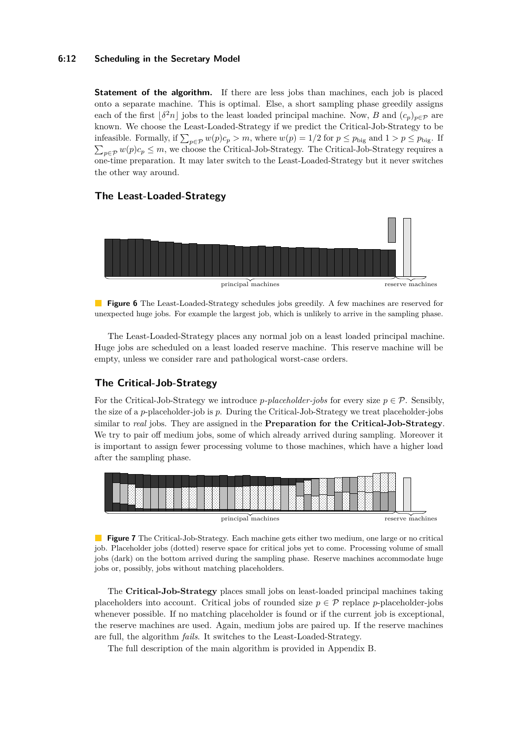**Statement of the algorithm.** If there are less jobs than machines, each job is placed onto a separate machine. This is optimal. Else, a short sampling phase greedily assigns each of the first $\lfloor \delta^2 n \rfloor$ jobs to the least loaded principal machine. Now, $B$ and $(c_p)_{p\in\mathcal{P}}$ are known. We choose the Least-Loaded-Strategy if we predict the Critical-Job-Strategy to be infeasible. Formally, if $\sum_{p\in\mathcal{P}} w(p)c_p > m$, where $w(p) = 1/2$ for $p \leq p_{\text{big}}$ and $1 > p \leq p_{\text{big}}$. If $\sum_{p\in\mathcal{P}} w(p)c_p \leq m$, we choose the Critical-Job-Strategy. The Critical-Job-Strategy requires a one-time preparation. It may later switch to the Least-Loaded-Strategy but it never switches the other way around.

## The Least-Loaded-Strategy

principal machines — reserve machines

**Figure 6** The Least-Loaded-Strategy schedules jobs greedily. A few machines are reserved for unexpected huge jobs. For example the largest job, which is unlikely to arrive in the sampling phase.

The Least-Loaded-Strategy places any normal job on a least loaded principal machine. Huge jobs are scheduled on a least loaded reserve machine. This reserve machine will be empty, unless we consider rare and pathological worst-case orders.

## The Critical-Job-Strategy

For the Critical-Job-Strategy we introduce *p-placeholder-jobs* for every size $p \in \mathcal{P}$. Sensibly, the size of a $p$-placeholder-job is $p$. During the Critical-Job-Strategy we treat placeholder-jobs similar to *real* jobs. They are assigned in the **Preparation for the Critical-Job-Strategy**. We try to pair off medium jobs, some of which already arrived during sampling. Moreover it is important to assign fewer processing volume to those machines, which have a higher load after the sampling phase.

principal machines — reserve machines

**Figure 7** The Critical-Job-Strategy. Each machine gets either two medium, one large or no critical job. Placeholder jobs (dotted) reserve space for critical jobs yet to come. Processing volume of small jobs (dark) on the bottom arrived during the sampling phase. Reserve machines accommodate huge jobs or, possibly, jobs without matching placeholders.

The **Critical-Job-Strategy** places small jobs on least-loaded principal machines taking placeholders into account. Critical jobs of rounded size $p \in \mathcal{P}$ replace $p$-placeholder-jobs whenever possible. If no matching placeholder is found or if the current job is exceptional, the reserve machines are used. Again, medium jobs are paired up. If the reserve machines are full, the algorithm *fails*. It switches to the Least-Loaded-Strategy.

The full description of the main algorithm is provided in Appendix B.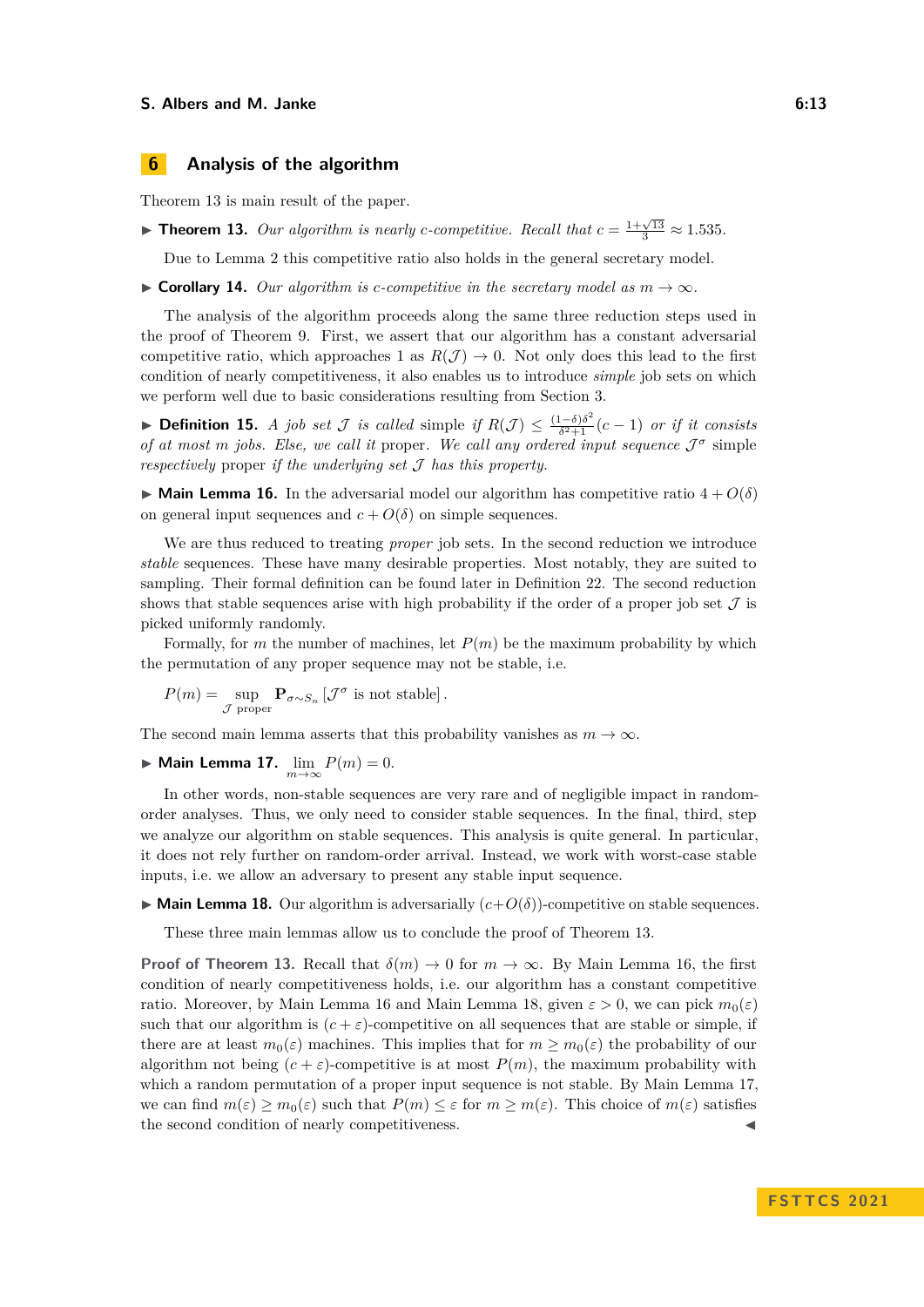## 6 Analysis of the algorithm

Theorem 13 is main result of the paper.

▶ **Theorem 13.** *Our algorithm is nearly $c$-competitive. Recall that $c = \frac{1+\sqrt{13}}{3} \approx 1.535$.*

Due to Lemma 2 this competitive ratio also holds in the general secretary model.

▶ **Corollary 14.** *Our algorithm is $c$-competitive in the secretary model as $m \to \infty$.*

The analysis of the algorithm proceeds along the same three reduction steps used in the proof of Theorem 9. First, we assert that our algorithm has a constant adversarial competitive ratio, which approaches 1 as $R(\mathcal{J}) \to 0$. Not only does this lead to the first condition of nearly competitiveness, it also enables us to introduce *simple* job sets on which we perform well due to basic considerations resulting from Section 3.

▶ **Definition 15.** *A job set $\mathcal{J}$ is called* simple *if $R(\mathcal{J}) \leq \frac{(1-\delta)\delta^2}{\delta^2+1}(c-1)$ or if it consists of at most $m$ jobs. Else, we call it* proper*. We call any ordered input sequence $\mathcal{J}^\sigma$* simple *respectively* proper *if the underlying set $\mathcal{J}$ has this property.*

▶ **Main Lemma 16.** In the adversarial model our algorithm has competitive ratio $4 + O(\delta)$ on general input sequences and $c + O(\delta)$ on simple sequences.

We are thus reduced to treating *proper* job sets. In the second reduction we introduce *stable* sequences. These have many desirable properties. Most notably, they are suited to sampling. Their formal definition can be found later in Definition 22. The second reduction shows that stable sequences arise with high probability if the order of a proper job set $\mathcal{J}$ is picked uniformly randomly.

Formally, for $m$ the number of machines, let $P(m)$ be the maximum probability by which the permutation of any proper sequence may not be stable, i.e.

$$P(m) = \sup_{\mathcal{J} \text{ proper}} \mathbf{P}_{\sigma \sim S_n} \left[\mathcal{J}^\sigma \text{ is not stable}\right].$$

The second main lemma asserts that this probability vanishes as $m \to \infty$.

▶ **Main Lemma 17.** $\lim_{m\to\infty} P(m) = 0$.

In other words, non-stable sequences are very rare and of negligible impact in random-order analyses. Thus, we only need to consider stable sequences. In the final, third, step we analyze our algorithm on stable sequences. This analysis is quite general. In particular, it does not rely further on random-order arrival. Instead, we work with worst-case stable inputs, i.e. we allow an adversary to present any stable input sequence.

▶ **Main Lemma 18.** Our algorithm is adversarially $(c+O(\delta))$-competitive on stable sequences.

These three main lemmas allow us to conclude the proof of Theorem 13.

**Proof of Theorem 13.** Recall that $\delta(m) \to 0$ for $m \to \infty$. By Main Lemma 16, the first condition of nearly competitiveness holds, i.e. our algorithm has a constant competitive ratio. Moreover, by Main Lemma 16 and Main Lemma 18, given $\varepsilon > 0$, we can pick $m_0(\varepsilon)$ such that our algorithm is $(c + \varepsilon)$-competitive on all sequences that are stable or simple, if there are at least $m_0(\varepsilon)$ machines. This implies that for $m \geq m_0(\varepsilon)$ the probability of our algorithm not being $(c + \varepsilon)$-competitive is at most $P(m)$, the maximum probability with which a random permutation of a proper input sequence is not stable. By Main Lemma 17, we can find $m(\varepsilon) \geq m_0(\varepsilon)$ such that $P(m) \leq \varepsilon$ for $m \geq m(\varepsilon)$. This choice of $m(\varepsilon)$ satisfies the second condition of nearly competitiveness. ◀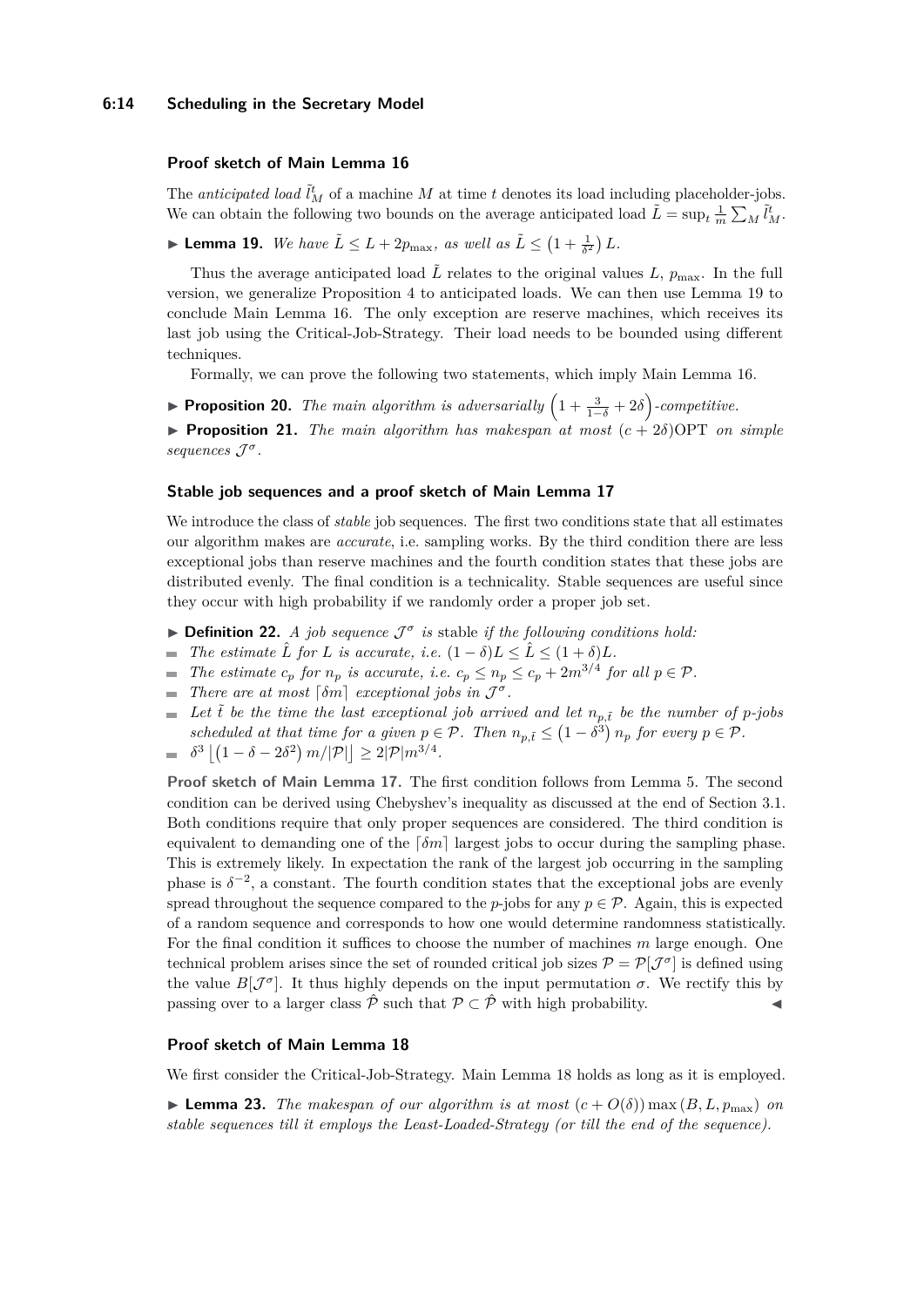### Proof sketch of Main Lemma 16

The *anticipated load* $\tilde{l}_M^t$ of a machine $M$ at time $t$ denotes its load including placeholder-jobs. We can obtain the following two bounds on the average anticipated load $\tilde{L} = \sup_t \frac{1}{m} \sum_M \tilde{l}_M^t$.

▶ **Lemma 19.** *We have $\tilde{L} \leq L + 2p_{\max}$, as well as $\tilde{L} \leq \left(1 + \frac{1}{\delta^2}\right) L$.*

Thus the average anticipated load $\tilde{L}$ relates to the original values $L$, $p_{\max}$. In the full version, we generalize Proposition 4 to anticipated loads. We can then use Lemma 19 to conclude Main Lemma 16. The only exception are reserve machines, which receives its last job using the Critical-Job-Strategy. Their load needs to be bounded using different techniques.

Formally, we can prove the following two statements, which imply Main Lemma 16.

▶ **Proposition 20.** *The main algorithm is adversarially $\left(1 + \frac{3}{1-\delta} + 2\delta\right)$-competitive.*

▶ **Proposition 21.** *The main algorithm has makespan at most $(c + 2\delta)\mathrm{OPT}$ on simple sequences $\mathcal{J}^\sigma$.*

### Stable job sequences and a proof sketch of Main Lemma 17

We introduce the class of *stable* job sequences. The first two conditions state that all estimates our algorithm makes are *accurate*, i.e. sampling works. By the third condition there are less exceptional jobs than reserve machines and the fourth condition states that these jobs are distributed evenly. The final condition is a technicality. Stable sequences are useful since they occur with high probability if we randomly order a proper job set.

▶ **Definition 22.** *A job sequence $\mathcal{J}^\sigma$ is* stable *if the following conditions hold:*

- *The estimate $\hat{L}$ for $L$ is accurate, i.e. $(1-\delta)L \leq \hat{L} \leq (1+\delta)L$.*
- *The estimate $c_p$ for $n_p$ is accurate, i.e. $c_p \leq n_p \leq c_p + 2m^{3/4}$ for all $p \in \mathcal{P}$.*
- *There are at most $\lceil \delta m \rceil$ exceptional jobs in $\mathcal{J}^\sigma$.*
- *Let $\tilde{t}$ be the time the last exceptional job arrived and let $n_{p,\tilde{t}}$ be the number of $p$-jobs scheduled at that time for a given $p \in \mathcal{P}$. Then $n_{p,\tilde{t}} \leq \left(1 - \delta^3\right) n_p$ for every $p \in \mathcal{P}$.*
- *$\delta^3 \left\lfloor \left(1 - \delta - 2\delta^2\right) m / |\mathcal{P}| \right\rfloor \geq 2|\mathcal{P}| m^{3/4}$.*

**Proof sketch of Main Lemma 17.** The first condition follows from Lemma 5. The second condition can be derived using Chebyshev's inequality as discussed at the end of Section 3.1. Both conditions require that only proper sequences are considered. The third condition is equivalent to demanding one of the $\lceil \delta m \rceil$ largest jobs to occur during the sampling phase. This is extremely likely. In expectation the rank of the largest job occurring in the sampling phase is $\delta^{-2}$, a constant. The fourth condition states that the exceptional jobs are evenly spread throughout the sequence compared to the $p$-jobs for any $p \in \mathcal{P}$. Again, this is expected of a random sequence and corresponds to how one would determine randomness statistically. For the final condition it suffices to choose the number of machines $m$ large enough. One technical problem arises since the set of rounded critical job sizes $\mathcal{P} = \mathcal{P}[\mathcal{J}^\sigma]$ is defined using the value $B[\mathcal{J}^\sigma]$. It thus highly depends on the input permutation $\sigma$. We rectify this by passing over to a larger class $\hat{\mathcal{P}}$ such that $\mathcal{P} \subset \hat{\mathcal{P}}$ with high probability. ◀

### Proof sketch of Main Lemma 18

We first consider the Critical-Job-Strategy. Main Lemma 18 holds as long as it is employed.

▶ **Lemma 23.** *The makespan of our algorithm is at most $(c + O(\delta)) \max(B, L, p_{\max})$ on stable sequences till it employs the Least-Loaded-Strategy (or till the end of the sequence).*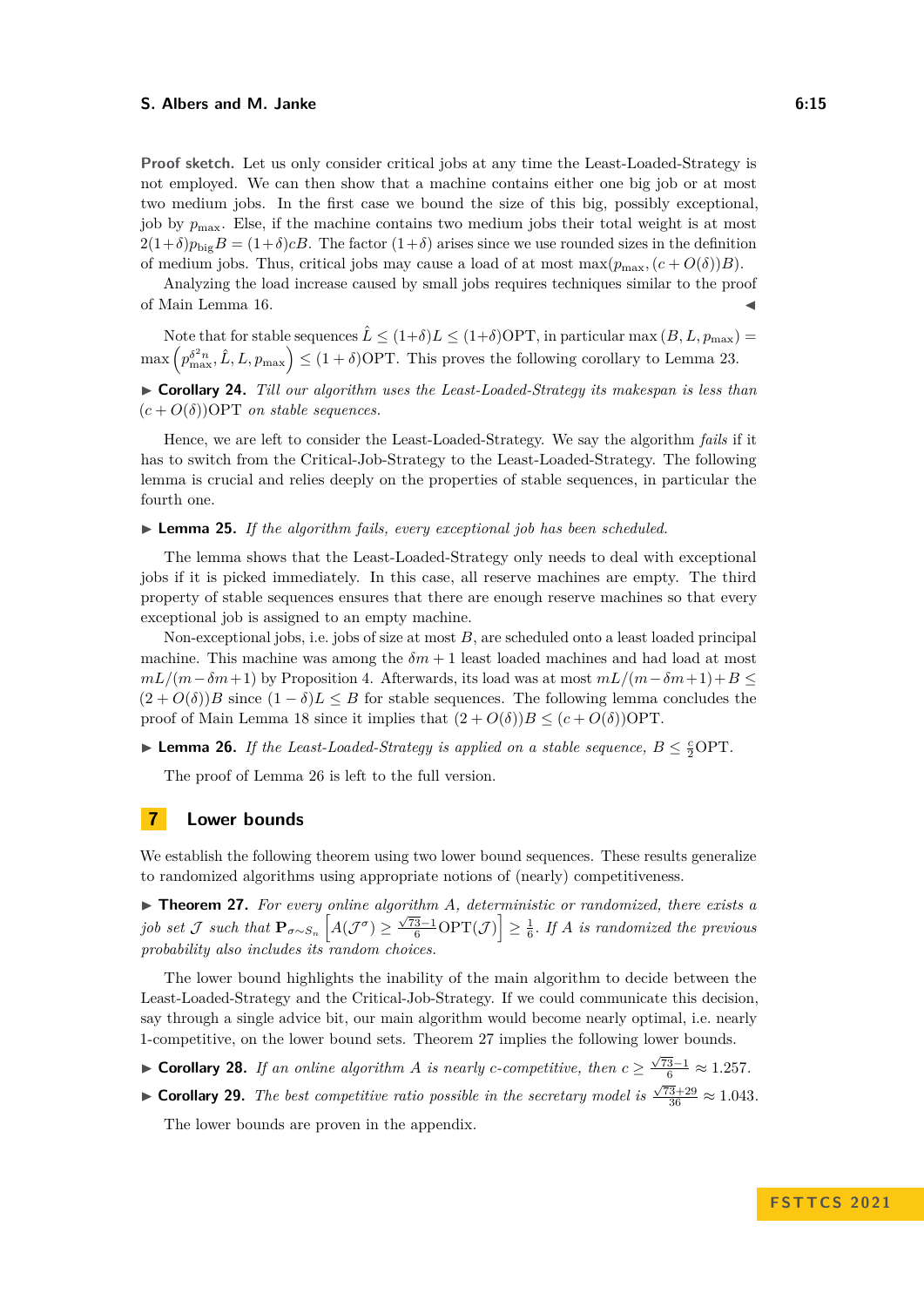**Proof sketch.** Let us only consider critical jobs at any time the Least-Loaded-Strategy is not employed. We can then show that a machine contains either one big job or at most two medium jobs. In the first case we bound the size of this big, possibly exceptional, job by $p_{\max}$. Else, if the machine contains two medium jobs their total weight is at most $2(1+\delta)p_{\text{big}}B = (1+\delta)cB$. The factor $(1+\delta)$ arises since we use rounded sizes in the definition of medium jobs. Thus, critical jobs may cause a load of at most $\max(p_{\max}, (c+O(\delta))B)$.

Analyzing the load increase caused by small jobs requires techniques similar to the proof of Main Lemma 16. ◀

Note that for stable sequences $\hat{L} \le (1+\delta)L \le (1+\delta)\text{OPT}$, in particular $\max(B, L, p_{\max}) = \max\left(p_{\max}^{\delta^2 n}, \hat{L}, L, p_{\max}\right) \le (1+\delta)\text{OPT}$. This proves the following corollary to Lemma 23.

▶ **Corollary 24.** *Till our algorithm uses the Least-Loaded-Strategy its makespan is less than $(c+O(\delta))\text{OPT}$ on stable sequences.*

Hence, we are left to consider the Least-Loaded-Strategy. We say the algorithm *fails* if it has to switch from the Critical-Job-Strategy to the Least-Loaded-Strategy. The following lemma is crucial and relies deeply on the properties of stable sequences, in particular the fourth one.

▶ **Lemma 25.** *If the algorithm fails, every exceptional job has been scheduled.*

The lemma shows that the Least-Loaded-Strategy only needs to deal with exceptional jobs if it is picked immediately. In this case, all reserve machines are empty. The third property of stable sequences ensures that there are enough reserve machines so that every exceptional job is assigned to an empty machine.

Non-exceptional jobs, i.e. jobs of size at most $B$, are scheduled onto a least loaded principal machine. This machine was among the $\delta m + 1$ least loaded machines and had load at most $mL/(m-\delta m+1)$ by Proposition 4. Afterwards, its load was at most $mL/(m-\delta m+1)+B \le (2+O(\delta))B$ since $(1-\delta)L \le B$ for stable sequences. The following lemma concludes the proof of Main Lemma 18 since it implies that $(2+O(\delta))B \le (c+O(\delta))\text{OPT}$.

▶ **Lemma 26.** *If the Least-Loaded-Strategy is applied on a stable sequence, $B \le \frac{c}{2}\text{OPT}$.*

The proof of Lemma 26 is left to the full version.

## 7 Lower bounds

We establish the following theorem using two lower bound sequences. These results generalize to randomized algorithms using appropriate notions of (nearly) competitiveness.

▶ **Theorem 27.** *For every online algorithm $A$, deterministic or randomized, there exists a job set $\mathcal{J}$ such that $\mathbf{P}_{\sigma\sim S_n}\left[A(\mathcal{J}^\sigma) \ge \frac{\sqrt{73}-1}{6}\text{OPT}(\mathcal{J})\right] \ge \frac{1}{6}$. If $A$ is randomized the previous probability also includes its random choices.*

The lower bound highlights the inability of the main algorithm to decide between the Least-Loaded-Strategy and the Critical-Job-Strategy. If we could communicate this decision, say through a single advice bit, our main algorithm would become nearly optimal, i.e. nearly 1-competitive, on the lower bound sets. Theorem 27 implies the following lower bounds.

▶ **Corollary 28.** *If an online algorithm $A$ is nearly $c$-competitive, then $c \ge \frac{\sqrt{73}-1}{6} \approx 1.257$.*

▶ **Corollary 29.** *The best competitive ratio possible in the secretary model is $\frac{\sqrt{73}+29}{36} \approx 1.043$.*

The lower bounds are proven in the appendix.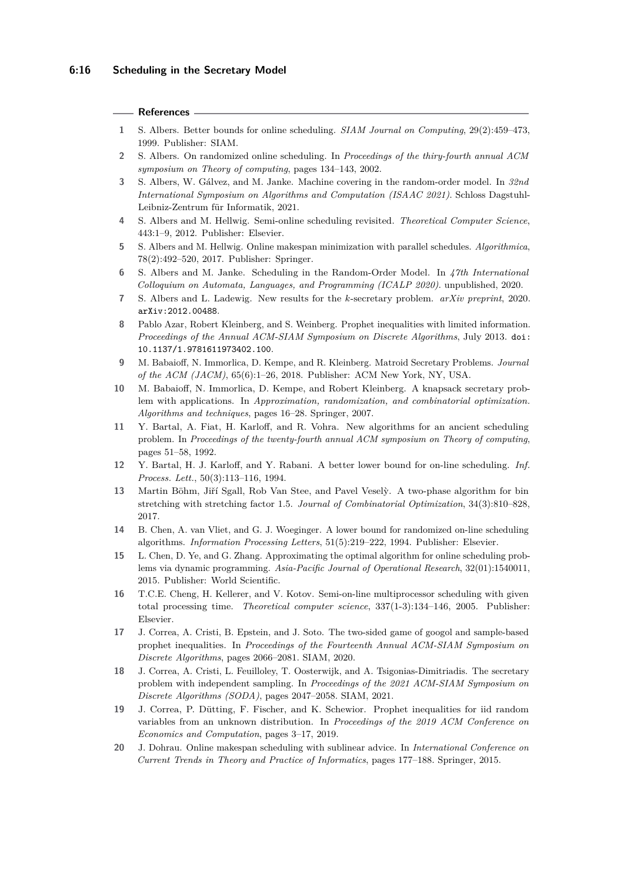## References

1. S. Albers. Better bounds for online scheduling. *SIAM Journal on Computing*, 29(2):459–473, 1999. Publisher: SIAM.
2. S. Albers. On randomized online scheduling. In *Proceedings of the thiry-fourth annual ACM symposium on Theory of computing*, pages 134–143, 2002.
3. S. Albers, W. Gálvez, and M. Janke. Machine covering in the random-order model. In *32nd International Symposium on Algorithms and Computation (ISAAC 2021)*. Schloss Dagstuhl-Leibniz-Zentrum für Informatik, 2021.
4. S. Albers and M. Hellwig. Semi-online scheduling revisited. *Theoretical Computer Science*, 443:1–9, 2012. Publisher: Elsevier.
5. S. Albers and M. Hellwig. Online makespan minimization with parallel schedules. *Algorithmica*, 78(2):492–520, 2017. Publisher: Springer.
6. S. Albers and M. Janke. Scheduling in the Random-Order Model. In *47th International Colloquium on Automata, Languages, and Programming (ICALP 2020)*. unpublished, 2020.
7. S. Albers and L. Ladewig. New results for the $k$-secretary problem. *arXiv preprint*, 2020. arXiv:2012.00488.
8. Pablo Azar, Robert Kleinberg, and S. Weinberg. Prophet inequalities with limited information. *Proceedings of the Annual ACM-SIAM Symposium on Discrete Algorithms*, July 2013. doi:10.1137/1.9781611973402.100.
9. M. Babaioff, N. Immorlica, D. Kempe, and R. Kleinberg. Matroid Secretary Problems. *Journal of the ACM (JACM)*, 65(6):1–26, 2018. Publisher: ACM New York, NY, USA.
10. M. Babaioff, N. Immorlica, D. Kempe, and Robert Kleinberg. A knapsack secretary problem with applications. In *Approximation, randomization, and combinatorial optimization. Algorithms and techniques*, pages 16–28. Springer, 2007.
11. Y. Bartal, A. Fiat, H. Karloff, and R. Vohra. New algorithms for an ancient scheduling problem. In *Proceedings of the twenty-fourth annual ACM symposium on Theory of computing*, pages 51–58, 1992.
12. Y. Bartal, H. J. Karloff, and Y. Rabani. A better lower bound for on-line scheduling. *Inf. Process. Lett.*, 50(3):113–116, 1994.
13. Martin Böhm, Jiří Sgall, Rob Van Stee, and Pavel Veselỳ. A two-phase algorithm for bin stretching with stretching factor 1.5. *Journal of Combinatorial Optimization*, 34(3):810–828, 2017.
14. B. Chen, A. van Vliet, and G. J. Woeginger. A lower bound for randomized on-line scheduling algorithms. *Information Processing Letters*, 51(5):219–222, 1994. Publisher: Elsevier.
15. L. Chen, D. Ye, and G. Zhang. Approximating the optimal algorithm for online scheduling problems via dynamic programming. *Asia-Pacific Journal of Operational Research*, 32(01):1540011, 2015. Publisher: World Scientific.
16. T.C.E. Cheng, H. Kellerer, and V. Kotov. Semi-on-line multiprocessor scheduling with given total processing time. *Theoretical computer science*, 337(1-3):134–146, 2005. Publisher: Elsevier.
17. J. Correa, A. Cristi, B. Epstein, and J. Soto. The two-sided game of googol and sample-based prophet inequalities. In *Proceedings of the Fourteenth Annual ACM-SIAM Symposium on Discrete Algorithms*, pages 2066–2081. SIAM, 2020.
18. J. Correa, A. Cristi, L. Feuilloley, T. Oosterwijk, and A. Tsigonias-Dimitriadis. The secretary problem with independent sampling. In *Proceedings of the 2021 ACM-SIAM Symposium on Discrete Algorithms (SODA)*, pages 2047–2058. SIAM, 2021.
19. J. Correa, P. Dütting, F. Fischer, and K. Schewior. Prophet inequalities for iid random variables from an unknown distribution. In *Proceedings of the 2019 ACM Conference on Economics and Computation*, pages 3–17, 2019.
20. J. Dohrau. Online makespan scheduling with sublinear advice. In *International Conference on Current Trends in Theory and Practice of Informatics*, pages 177–188. Springer, 2015.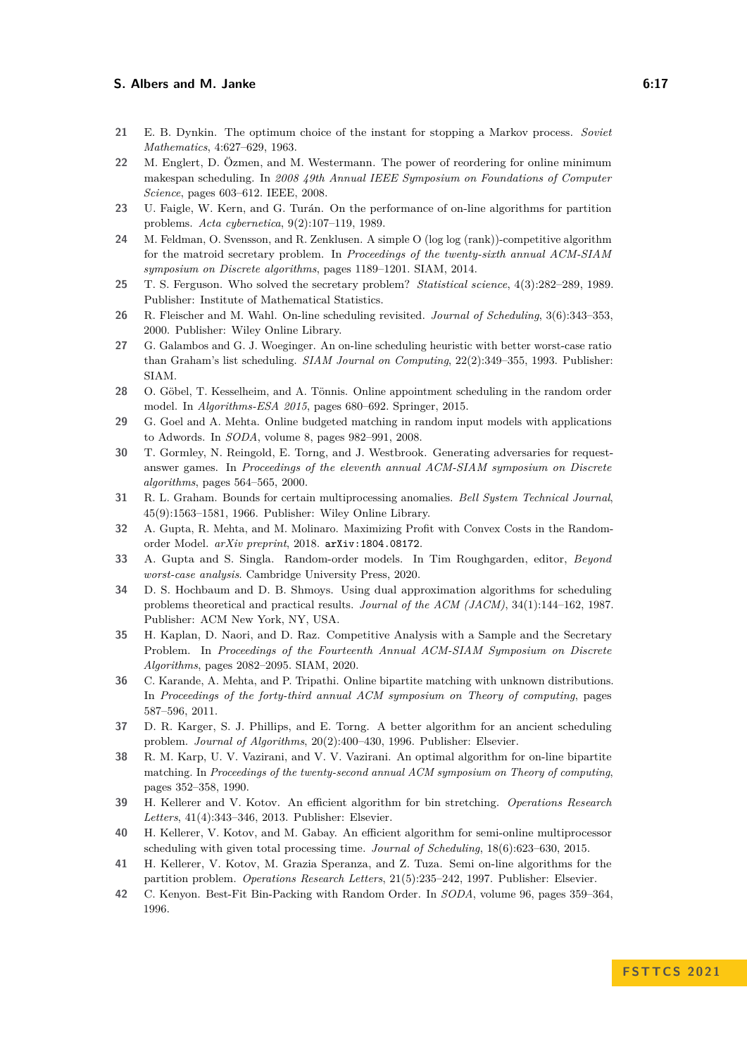21 E. B. Dynkin. The optimum choice of the instant for stopping a Markov process. *Soviet Mathematics*, 4:627–629, 1963.

22 M. Englert, D. Özmen, and M. Westermann. The power of reordering for online minimum makespan scheduling. In *2008 49th Annual IEEE Symposium on Foundations of Computer Science*, pages 603–612. IEEE, 2008.

23 U. Faigle, W. Kern, and G. Turán. On the performance of on-line algorithms for partition problems. *Acta cybernetica*, 9(2):107–119, 1989.

24 M. Feldman, O. Svensson, and R. Zenklusen. A simple O (log log (rank))-competitive algorithm for the matroid secretary problem. In *Proceedings of the twenty-sixth annual ACM-SIAM symposium on Discrete algorithms*, pages 1189–1201. SIAM, 2014.

25 T. S. Ferguson. Who solved the secretary problem? *Statistical science*, 4(3):282–289, 1989. Publisher: Institute of Mathematical Statistics.

26 R. Fleischer and M. Wahl. On-line scheduling revisited. *Journal of Scheduling*, 3(6):343–353, 2000. Publisher: Wiley Online Library.

27 G. Galambos and G. J. Woeginger. An on-line scheduling heuristic with better worst-case ratio than Graham's list scheduling. *SIAM Journal on Computing*, 22(2):349–355, 1993. Publisher: SIAM.

28 O. Göbel, T. Kesselheim, and A. Tönnis. Online appointment scheduling in the random order model. In *Algorithms-ESA 2015*, pages 680–692. Springer, 2015.

29 G. Goel and A. Mehta. Online budgeted matching in random input models with applications to Adwords. In *SODA*, volume 8, pages 982–991, 2008.

30 T. Gormley, N. Reingold, E. Torng, and J. Westbrook. Generating adversaries for request-answer games. In *Proceedings of the eleventh annual ACM-SIAM symposium on Discrete algorithms*, pages 564–565, 2000.

31 R. L. Graham. Bounds for certain multiprocessing anomalies. *Bell System Technical Journal*, 45(9):1563–1581, 1966. Publisher: Wiley Online Library.

32 A. Gupta, R. Mehta, and M. Molinaro. Maximizing Profit with Convex Costs in the Random-order Model. *arXiv preprint*, 2018. arXiv:1804.08172.

33 A. Gupta and S. Singla. Random-order models. In Tim Roughgarden, editor, *Beyond worst-case analysis*. Cambridge University Press, 2020.

34 D. S. Hochbaum and D. B. Shmoys. Using dual approximation algorithms for scheduling problems theoretical and practical results. *Journal of the ACM (JACM)*, 34(1):144–162, 1987. Publisher: ACM New York, NY, USA.

35 H. Kaplan, D. Naori, and D. Raz. Competitive Analysis with a Sample and the Secretary Problem. In *Proceedings of the Fourteenth Annual ACM-SIAM Symposium on Discrete Algorithms*, pages 2082–2095. SIAM, 2020.

36 C. Karande, A. Mehta, and P. Tripathi. Online bipartite matching with unknown distributions. In *Proceedings of the forty-third annual ACM symposium on Theory of computing*, pages 587–596, 2011.

37 D. R. Karger, S. J. Phillips, and E. Torng. A better algorithm for an ancient scheduling problem. *Journal of Algorithms*, 20(2):400–430, 1996. Publisher: Elsevier.

38 R. M. Karp, U. V. Vazirani, and V. V. Vazirani. An optimal algorithm for on-line bipartite matching. In *Proceedings of the twenty-second annual ACM symposium on Theory of computing*, pages 352–358, 1990.

39 H. Kellerer and V. Kotov. An efficient algorithm for bin stretching. *Operations Research Letters*, 41(4):343–346, 2013. Publisher: Elsevier.

40 H. Kellerer, V. Kotov, and M. Gabay. An efficient algorithm for semi-online multiprocessor scheduling with given total processing time. *Journal of Scheduling*, 18(6):623–630, 2015.

41 H. Kellerer, V. Kotov, M. Grazia Speranza, and Z. Tuza. Semi on-line algorithms for the partition problem. *Operations Research Letters*, 21(5):235–242, 1997. Publisher: Elsevier.

42 C. Kenyon. Best-Fit Bin-Packing with Random Order. In *SODA*, volume 96, pages 359–364, 1996.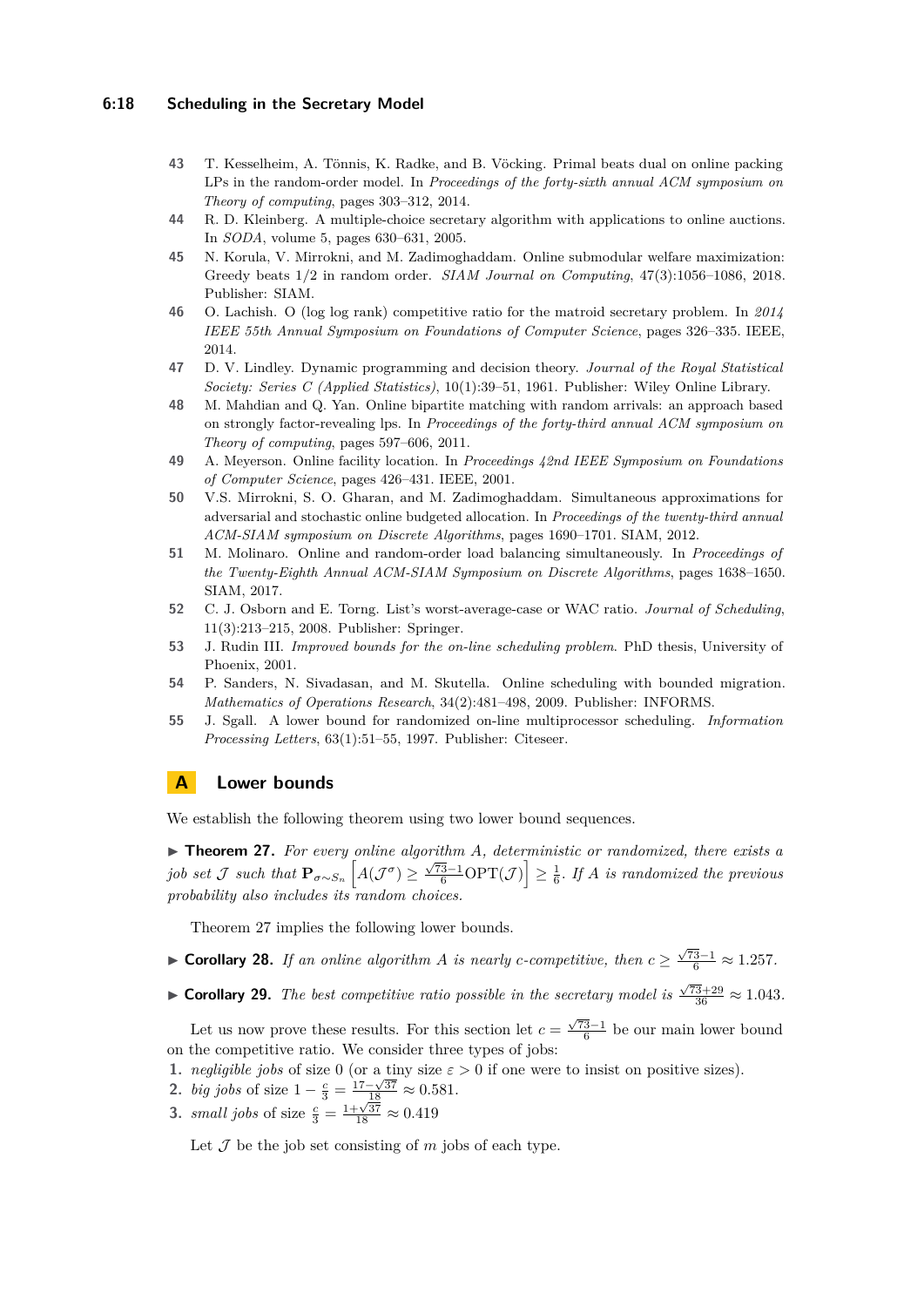43 T. Kesselheim, A. Tönnis, K. Radke, and B. Vöcking. Primal beats dual on online packing LPs in the random-order model. In *Proceedings of the forty-sixth annual ACM symposium on Theory of computing*, pages 303–312, 2014.

44 R. D. Kleinberg. A multiple-choice secretary algorithm with applications to online auctions. In *SODA*, volume 5, pages 630–631, 2005.

45 N. Korula, V. Mirrokni, and M. Zadimoghaddam. Online submodular welfare maximization: Greedy beats 1/2 in random order. *SIAM Journal on Computing*, 47(3):1056–1086, 2018. Publisher: SIAM.

46 O. Lachish. O (log log rank) competitive ratio for the matroid secretary problem. In *2014 IEEE 55th Annual Symposium on Foundations of Computer Science*, pages 326–335. IEEE, 2014.

47 D. V. Lindley. Dynamic programming and decision theory. *Journal of the Royal Statistical Society: Series C (Applied Statistics)*, 10(1):39–51, 1961. Publisher: Wiley Online Library.

48 M. Mahdian and Q. Yan. Online bipartite matching with random arrivals: an approach based on strongly factor-revealing lps. In *Proceedings of the forty-third annual ACM symposium on Theory of computing*, pages 597–606, 2011.

49 A. Meyerson. Online facility location. In *Proceedings 42nd IEEE Symposium on Foundations of Computer Science*, pages 426–431. IEEE, 2001.

50 V.S. Mirrokni, S. O. Gharan, and M. Zadimoghaddam. Simultaneous approximations for adversarial and stochastic online budgeted allocation. In *Proceedings of the twenty-third annual ACM-SIAM symposium on Discrete Algorithms*, pages 1690–1701. SIAM, 2012.

51 M. Molinaro. Online and random-order load balancing simultaneously. In *Proceedings of the Twenty-Eighth Annual ACM-SIAM Symposium on Discrete Algorithms*, pages 1638–1650. SIAM, 2017.

52 C. J. Osborn and E. Torng. List's worst-average-case or WAC ratio. *Journal of Scheduling*, 11(3):213–215, 2008. Publisher: Springer.

53 J. Rudin III. *Improved bounds for the on-line scheduling problem*. PhD thesis, University of Phoenix, 2001.

54 P. Sanders, N. Sivadasan, and M. Skutella. Online scheduling with bounded migration. *Mathematics of Operations Research*, 34(2):481–498, 2009. Publisher: INFORMS.

55 J. Sgall. A lower bound for randomized on-line multiprocessor scheduling. *Information Processing Letters*, 63(1):51–55, 1997. Publisher: Citeseer.

# A Lower bounds

We establish the following theorem using two lower bound sequences.

▶ **Theorem 27.** *For every online algorithm $A$, deterministic or randomized, there exists a job set $\mathcal{J}$ such that $\mathbf{P}_{\sigma\sim S_n}\left[A(\mathcal{J}^\sigma) \geq \frac{\sqrt{73}-1}{6}\mathrm{OPT}(\mathcal{J})\right] \geq \frac{1}{6}$. If $A$ is randomized the previous probability also includes its random choices.*

Theorem 27 implies the following lower bounds.

▶ **Corollary 28.** *If an online algorithm $A$ is nearly $c$-competitive, then $c \geq \frac{\sqrt{73}-1}{6} \approx 1.257$.*

▶ **Corollary 29.** *The best competitive ratio possible in the secretary model is $\frac{\sqrt{73}+29}{36} \approx 1.043$.*

Let us now prove these results. For this section let $c = \frac{\sqrt{73}-1}{6}$ be our main lower bound on the competitive ratio. We consider three types of jobs:

1. *negligible jobs* of size 0 (or a tiny size $\varepsilon > 0$ if one were to insist on positive sizes).
2. *big jobs* of size $1 - \frac{c}{3} = \frac{17-\sqrt{37}}{18} \approx 0.581$.
3. *small jobs* of size $\frac{c}{3} = \frac{1+\sqrt{37}}{18} \approx 0.419$

Let $\mathcal{J}$ be the job set consisting of $m$ jobs of each type.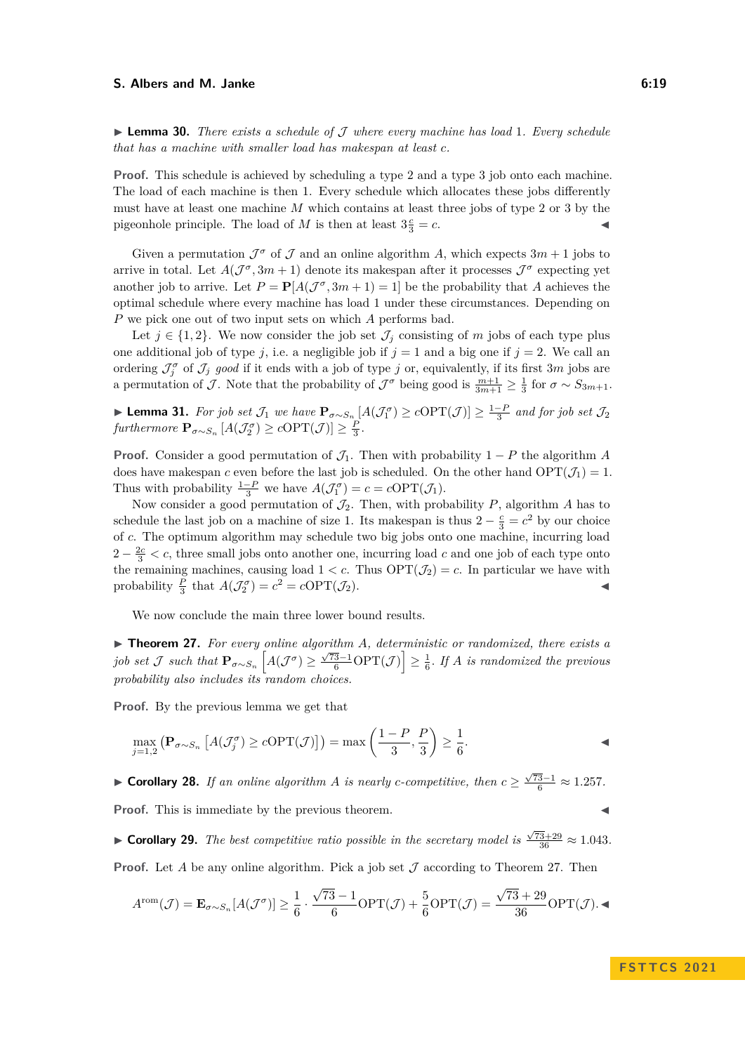▶ **Lemma 30.** *There exists a schedule of $\mathcal{J}$ where every machine has load 1. Every schedule that has a machine with smaller load has makespan at least $c$.*

**Proof.** This schedule is achieved by scheduling a type 2 and a type 3 job onto each machine. The load of each machine is then 1. Every schedule which allocates these jobs differently must have at least one machine $M$ which contains at least three jobs of type 2 or 3 by the pigeonhole principle. The load of $M$ is then at least $3\frac{c}{3} = c$. ◀

Given a permutation $\mathcal{J}^\sigma$ of $\mathcal{J}$ and an online algorithm $A$, which expects $3m+1$ jobs to arrive in total. Let $A(\mathcal{J}^\sigma, 3m+1)$ denote its makespan after it processes $\mathcal{J}^\sigma$ expecting yet another job to arrive. Let $P = \mathbf{P}[A(\mathcal{J}^\sigma, 3m+1) = 1]$ be the probability that $A$ achieves the optimal schedule where every machine has load 1 under these circumstances. Depending on $P$ we pick one out of two input sets on which $A$ performs bad.

Let $j \in \{1, 2\}$. We now consider the job set $\mathcal{J}_j$ consisting of $m$ jobs of each type plus one additional job of type $j$, i.e. a negligible job if $j = 1$ and a big one if $j = 2$. We call an ordering $\mathcal{J}_j^\sigma$ of $\mathcal{J}_j$ *good* if it ends with a job of type $j$ or, equivalently, if its first $3m$ jobs are a permutation of $\mathcal{J}$. Note that the probability of $\mathcal{J}^\sigma$ being good is $\frac{m+1}{3m+1} \geq \frac{1}{3}$ for $\sigma \sim S_{3m+1}$.

▶ **Lemma 31.** *For job set $\mathcal{J}_1$ we have $\mathbf{P}_{\sigma\sim S_n}[A(\mathcal{J}_1^\sigma) \geq c\mathrm{OPT}(\mathcal{J})] \geq \frac{1-P}{3}$ and for job set $\mathcal{J}_2$ furthermore $\mathbf{P}_{\sigma\sim S_n}[A(\mathcal{J}_2^\sigma) \geq c\mathrm{OPT}(\mathcal{J})] \geq \frac{P}{3}$.*

**Proof.** Consider a good permutation of $\mathcal{J}_1$. Then with probability $1-P$ the algorithm $A$ does have makespan $c$ even before the last job is scheduled. On the other hand $\mathrm{OPT}(\mathcal{J}_1) = 1$. Thus with probability $\frac{1-P}{3}$ we have $A(\mathcal{J}_1^\sigma) = c = c\mathrm{OPT}(\mathcal{J}_1)$.

Now consider a good permutation of $\mathcal{J}_2$. Then, with probability $P$, algorithm $A$ has to schedule the last job on a machine of size 1. Its makespan is thus $2 - \frac{c}{3} = c^2$ by our choice of $c$. The optimum algorithm may schedule two big jobs onto one machine, incurring load $2 - \frac{2c}{3} < c$, three small jobs onto another one, incurring load $c$ and one job of each type onto the remaining machines, causing load $1 < c$. Thus $\mathrm{OPT}(\mathcal{J}_2) = c$. In particular we have with probability $\frac{P}{3}$ that $A(\mathcal{J}_2^\sigma) = c^2 = c\mathrm{OPT}(\mathcal{J}_2)$. ◀

We now conclude the main three lower bound results.

▶ **Theorem 27.** *For every online algorithm $A$, deterministic or randomized, there exists a job set $\mathcal{J}$ such that $\mathbf{P}_{\sigma\sim S_n}\left[A(\mathcal{J}^\sigma) \geq \frac{\sqrt{73}-1}{6}\mathrm{OPT}(\mathcal{J})\right] \geq \frac{1}{6}$. If $A$ is randomized the previous probability also includes its random choices.*

**Proof.** By the previous lemma we get that

$$\max_{j=1,2}\left(\mathbf{P}_{\sigma\sim S_n}\left[A(\mathcal{J}_j^\sigma) \geq c\mathrm{OPT}(\mathcal{J})\right]\right) = \max\left(\frac{1-P}{3}, \frac{P}{3}\right) \geq \frac{1}{6}.$$ ◀

▶ **Corollary 28.** *If an online algorithm $A$ is nearly $c$-competitive, then $c \geq \frac{\sqrt{73}-1}{6} \approx 1.257$.*

**Proof.** This is immediate by the previous theorem. ◀

▶ **Corollary 29.** *The best competitive ratio possible in the secretary model is $\frac{\sqrt{73}+29}{36} \approx 1.043$.*

**Proof.** Let $A$ be any online algorithm. Pick a job set $\mathcal{J}$ according to Theorem 27. Then

$$A^{\mathrm{rom}}(\mathcal{J}) = \mathbf{E}_{\sigma\sim S_n}[A(\mathcal{J}^\sigma)] \geq \frac{1}{6}\cdot\frac{\sqrt{73}-1}{6}\mathrm{OPT}(\mathcal{J}) + \frac{5}{6}\mathrm{OPT}(\mathcal{J}) = \frac{\sqrt{73}+29}{36}\mathrm{OPT}(\mathcal{J}).$$ ◀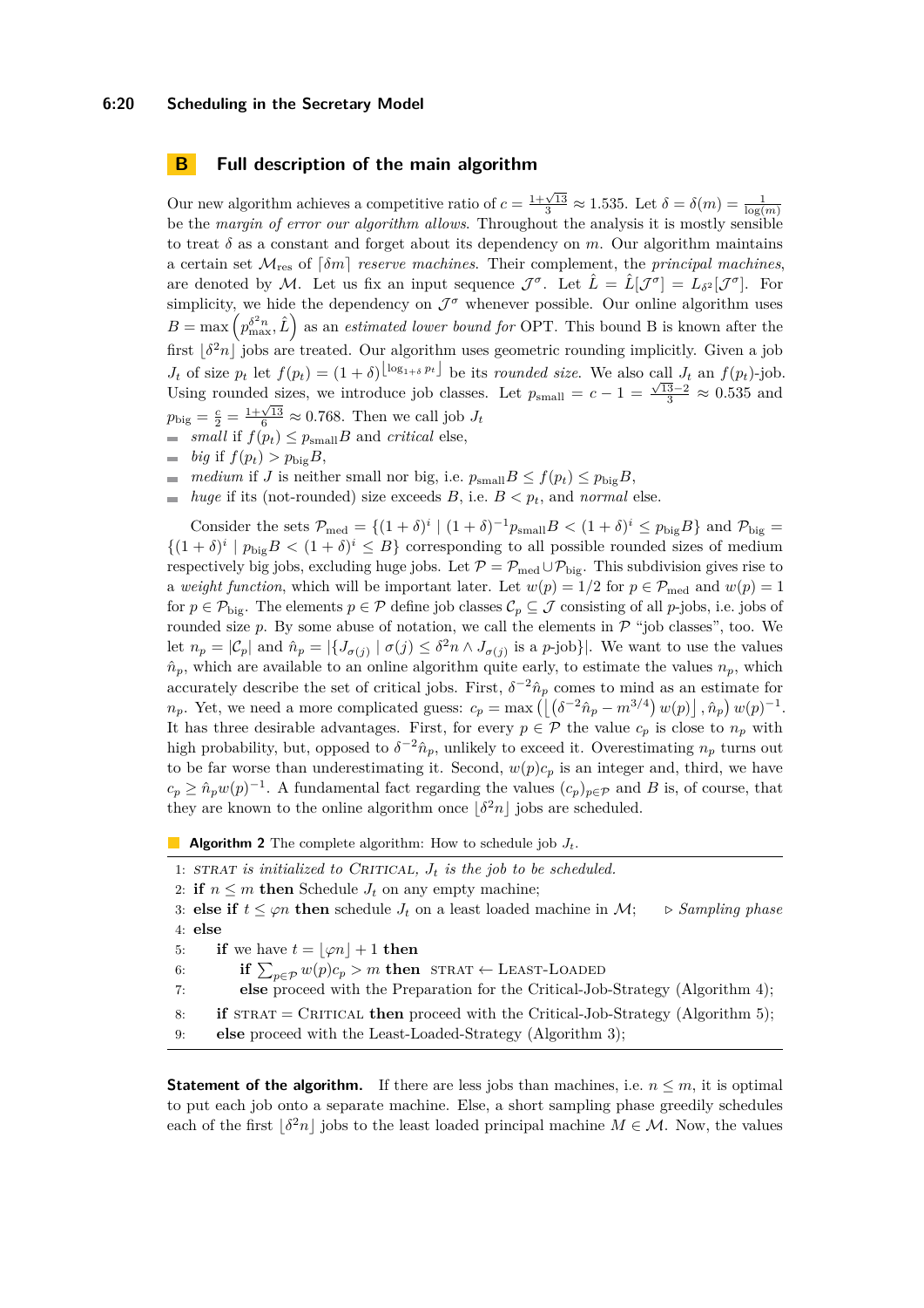## B Full description of the main algorithm

Our new algorithm achieves a competitive ratio of $c = \frac{1+\sqrt{13}}{3} \approx 1.535$. Let $\delta = \delta(m) = \frac{1}{\log(m)}$ be the *margin of error our algorithm allows*. Throughout the analysis it is mostly sensible to treat $\delta$ as a constant and forget about its dependency on $m$. Our algorithm maintains a certain set $\mathcal{M}_{\text{res}}$ of $\lceil \delta m \rceil$ *reserve machines*. Their complement, the *principal machines*, are denoted by $\mathcal{M}$. Let us fix an input sequence $\mathcal{J}^\sigma$. Let $\hat{L} = \hat{L}[\mathcal{J}^\sigma] = L_{\delta^2}[\mathcal{J}^\sigma]$. For simplicity, we hide the dependency on $\mathcal{J}^\sigma$ whenever possible. Our online algorithm uses $B = \max\left(p_{\max}^{\delta^2 n}, \hat{L}\right)$ as an *estimated lower bound for* OPT. This bound B is known after the first $\lfloor \delta^2 n \rfloor$ jobs are treated. Our algorithm uses geometric rounding implicitly. Given a job $J_t$ of size $p_t$ let $f(p_t) = (1+\delta)^{\lfloor \log_{1+\delta} p_t \rfloor}$ be its *rounded size*. We also call $J_t$ an $f(p_t)$-job. Using rounded sizes, we introduce job classes. Let $p_{\text{small}} = c - 1 = \frac{\sqrt{13}-2}{3} \approx 0.535$ and $p_{\text{big}} = \frac{c}{2} = \frac{1+\sqrt{13}}{6} \approx 0.768$. Then we call job $J_t$

- *small* if $f(p_t) \le p_{\text{small}} B$ and *critical* else,
- *big* if $f(p_t) > p_{\text{big}} B$,
- *medium* if $J$ is neither small nor big, i.e. $p_{\text{small}} B \le f(p_t) \le p_{\text{big}} B$,
- *huge* if its (not-rounded) size exceeds $B$, i.e. $B < p_t$, and *normal* else.

Consider the sets $\mathcal{P}_{\text{med}} = \{(1+\delta)^i \mid (1+\delta)^{-1} p_{\text{small}} B < (1+\delta)^i \le p_{\text{big}} B\}$ and $\mathcal{P}_{\text{big}} = \{(1+\delta)^i \mid p_{\text{big}} B < (1+\delta)^i \le B\}$ corresponding to all possible rounded sizes of medium respectively big jobs, excluding huge jobs. Let $\mathcal{P} = \mathcal{P}_{\text{med}} \cup \mathcal{P}_{\text{big}}$. This subdivision gives rise to a *weight function*, which will be important later. Let $w(p) = 1/2$ for $p \in \mathcal{P}_{\text{med}}$ and $w(p) = 1$ for $p \in \mathcal{P}_{\text{big}}$. The elements $p \in \mathcal{P}$ define job classes $\mathcal{C}_p \subseteq \mathcal{J}$ consisting of all $p$-jobs, i.e. jobs of rounded size $p$. By some abuse of notation, we call the elements in $\mathcal{P}$ "job classes", too. We let $n_p = |\mathcal{C}_p|$ and $\hat{n}_p = |\{J_{\sigma(j)} \mid \sigma(j) \le \delta^2 n \wedge J_{\sigma(j)} \text{ is a } p\text{-job}\}|$. We want to use the values $\hat{n}_p$, which are available to an online algorithm quite early, to estimate the values $n_p$, which accurately describe the set of critical jobs. First, $\delta^{-2}\hat{n}_p$ comes to mind as an estimate for $n_p$. Yet, we need a more complicated guess: $c_p = \max\left(\left\lfloor \left(\delta^{-2}\hat{n}_p - m^{3/4}\right) w(p) \right\rfloor, \hat{n}_p\right) w(p)^{-1}$. It has three desirable advantages. First, for every $p \in \mathcal{P}$ the value $c_p$ is close to $n_p$ with high probability, but, opposed to $\delta^{-2}\hat{n}_p$, unlikely to exceed it. Overestimating $n_p$ turns out to be far worse than underestimating it. Second, $w(p)c_p$ is an integer and, third, we have $c_p \ge \hat{n}_p w(p)^{-1}$. A fundamental fact regarding the values $(c_p)_{p\in\mathcal{P}}$ and $B$ is, of course, that they are known to the online algorithm once $\lfloor \delta^2 n \rfloor$ jobs are scheduled.

**Algorithm 2** The complete algorithm: How to schedule job $J_t$.

```
1: STRAT is initialized to CRITICAL, J_t is the job to be scheduled.
2: if n ≤ m then Schedule J_t on any empty machine;
3: else if t ≤ φn then schedule J_t on a least loaded machine in M;     ▷ Sampling phase
4: else
5:     if we have t = ⌊φn⌋ + 1 then
6:         if Σ_{p∈P} w(p)c_p > m then  STRAT ← LEAST-LOADED
7:         else proceed with the Preparation for the Critical-Job-Strategy (Algorithm 4);
8:     if STRAT = CRITICAL then proceed with the Critical-Job-Strategy (Algorithm 5);
9:     else proceed with the Least-Loaded-Strategy (Algorithm 3);
```

**Statement of the algorithm.** If there are less jobs than machines, i.e. $n \le m$, it is optimal to put each job onto a separate machine. Else, a short sampling phase greedily schedules each of the first $\lfloor \delta^2 n \rfloor$ jobs to the least loaded principal machine $M \in \mathcal{M}$. Now, the values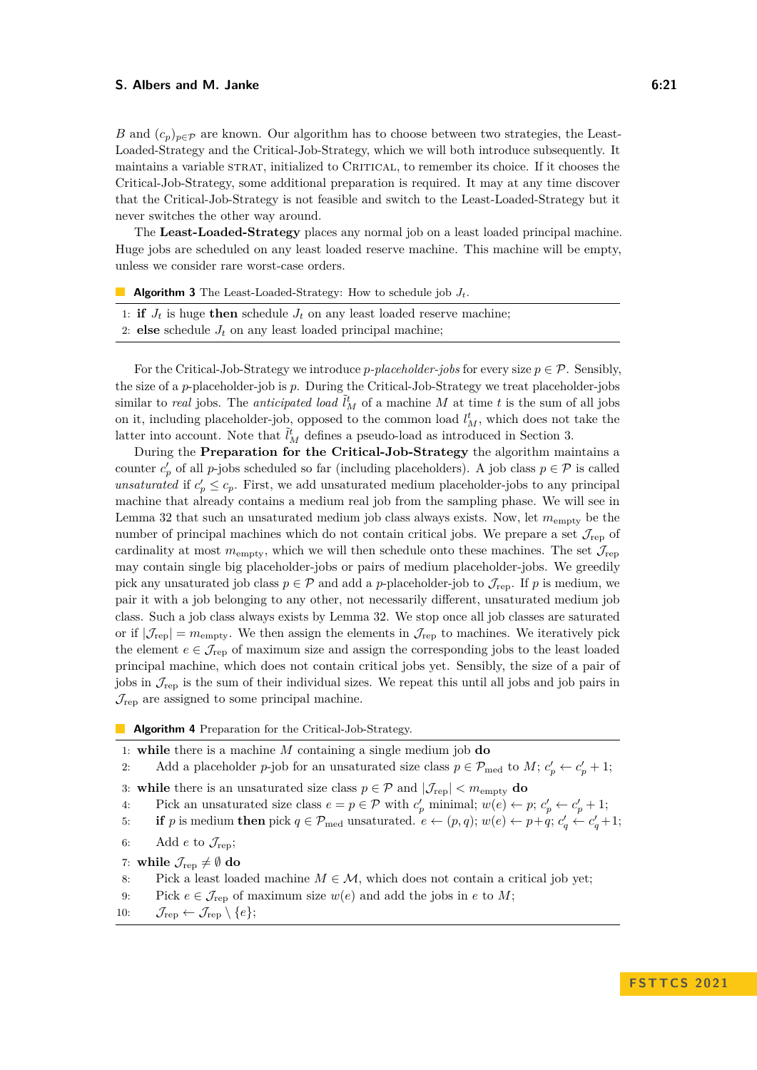$B$ and $(c_p)_{p\in\mathcal{P}}$ are known. Our algorithm has to choose between two strategies, the Least-Loaded-Strategy and the Critical-Job-Strategy, which we will both introduce subsequently. It maintains a variable STRAT, initialized to CRITICAL, to remember its choice. If it chooses the Critical-Job-Strategy, some additional preparation is required. It may at any time discover that the Critical-Job-Strategy is not feasible and switch to the Least-Loaded-Strategy but it never switches the other way around.

The **Least-Loaded-Strategy** places any normal job on a least loaded principal machine. Huge jobs are scheduled on any least loaded reserve machine. This machine will be empty, unless we consider rare worst-case orders.

**Algorithm 3** The Least-Loaded-Strategy: How to schedule job $J_t$.

```
1: if J_t is huge then schedule J_t on any least loaded reserve machine;
2: else schedule J_t on any least loaded principal machine;
```

For the Critical-Job-Strategy we introduce *p-placeholder-jobs* for every size $p \in \mathcal{P}$. Sensibly, the size of a $p$-placeholder-job is $p$. During the Critical-Job-Strategy we treat placeholder-jobs similar to *real* jobs. The *anticipated load* $\tilde{l}_M^t$ of a machine $M$ at time $t$ is the sum of all jobs on it, including placeholder-job, opposed to the common load $l_M^t$, which does not take the latter into account. Note that $\tilde{l}_M^t$ defines a pseudo-load as introduced in Section 3.

During the **Preparation for the Critical-Job-Strategy** the algorithm maintains a counter $c'_p$ of all $p$-jobs scheduled so far (including placeholders). A job class $p \in \mathcal{P}$ is called *unsaturated* if $c'_p \leq c_p$. First, we add unsaturated medium placeholder-jobs to any principal machine that already contains a medium real job from the sampling phase. We will see in Lemma 32 that such an unsaturated medium job class always exists. Now, let $m_{\text{empty}}$ be the number of principal machines which do not contain critical jobs. We prepare a set $\mathcal{J}_{\text{rep}}$ of cardinality at most $m_{\text{empty}}$, which we will then schedule onto these machines. The set $\mathcal{J}_{\text{rep}}$ may contain single big placeholder-jobs or pairs of medium placeholder-jobs. We greedily pick any unsaturated job class $p \in \mathcal{P}$ and add a $p$-placeholder-job to $\mathcal{J}_{\text{rep}}$. If $p$ is medium, we pair it with a job belonging to any other, not necessarily different, unsaturated medium job class. Such a job class always exists by Lemma 32. We stop once all job classes are saturated or if $|\mathcal{J}_{\text{rep}}| = m_{\text{empty}}$. We then assign the elements in $\mathcal{J}_{\text{rep}}$ to machines. We iteratively pick the element $e \in \mathcal{J}_{\text{rep}}$ of maximum size and assign the corresponding jobs to the least loaded principal machine, which does not contain critical jobs yet. Sensibly, the size of a pair of jobs in $\mathcal{J}_{\text{rep}}$ is the sum of their individual sizes. We repeat this until all jobs and job pairs in $\mathcal{J}_{\text{rep}}$ are assigned to some principal machine.

**Algorithm 4** Preparation for the Critical-Job-Strategy.

1: **while** there is a machine $M$ containing a single medium job **do**
2: Add a placeholder $p$-job for an unsaturated size class $p \in \mathcal{P}_{\text{med}}$ to $M$; $c'_p \leftarrow c'_p + 1$;
3: **while** there is an unsaturated size class $p \in \mathcal{P}$ and $|\mathcal{J}_{\text{rep}}| < m_{\text{empty}}$ **do**
4: Pick an unsaturated size class $e = p \in \mathcal{P}$ with $c'_p$ minimal; $w(e) \leftarrow p$; $c'_p \leftarrow c'_p + 1$;
5: **if** $p$ is medium **then** pick $q \in \mathcal{P}_{\text{med}}$ unsaturated. $e \leftarrow (p, q)$; $w(e) \leftarrow p+q$; $c'_q \leftarrow c'_q+1$;
6: Add $e$ to $\mathcal{J}_{\text{rep}}$;
7: **while** $\mathcal{J}_{\text{rep}} \neq \emptyset$ **do**
8: Pick a least loaded machine $M \in \mathcal{M}$, which does not contain a critical job yet;
9: Pick $e \in \mathcal{J}_{\text{rep}}$ of maximum size $w(e)$ and add the jobs in $e$ to $M$;
10: $\mathcal{J}_{\text{rep}} \leftarrow \mathcal{J}_{\text{rep}} \setminus \{e\}$;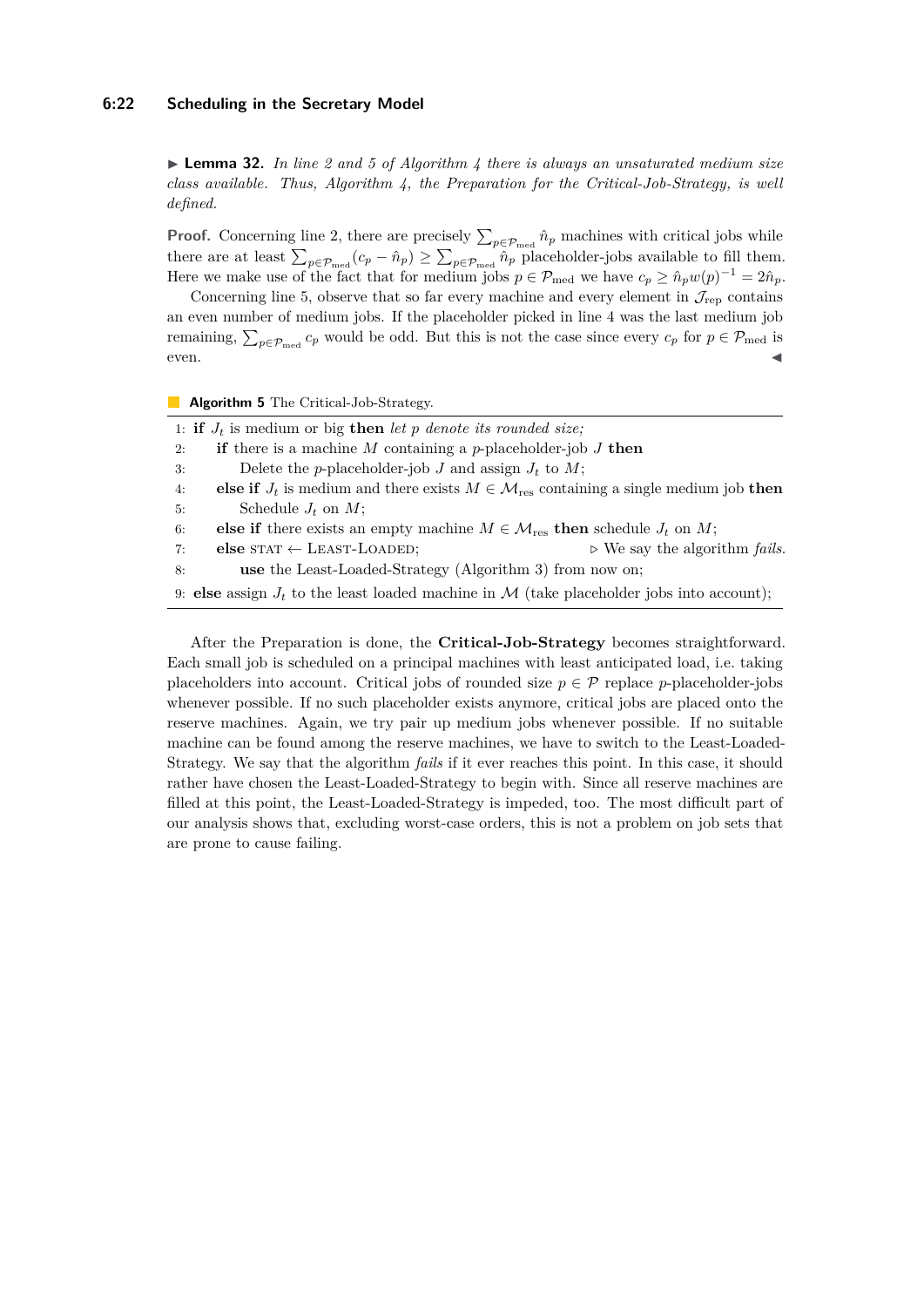▶ **Lemma 32.** *In line 2 and 5 of Algorithm 4 there is always an unsaturated medium size class available. Thus, Algorithm 4, the Preparation for the Critical-Job-Strategy, is well defined.*

**Proof.** Concerning line 2, there are precisely $\sum_{p \in \mathcal{P}_{\text{med}}} \hat{n}_p$ machines with critical jobs while there are at least $\sum_{p \in \mathcal{P}_{\text{med}}} (c_p - \hat{n}_p) \geq \sum_{p \in \mathcal{P}_{\text{med}}} \hat{n}_p$ placeholder-jobs available to fill them. Here we make use of the fact that for medium jobs $p \in \mathcal{P}_{\text{med}}$ we have $c_p \geq \hat{n}_p w(p)^{-1} = 2\hat{n}_p$.

Concerning line 5, observe that so far every machine and every element in $\mathcal{J}_{\text{rep}}$ contains an even number of medium jobs. If the placeholder picked in line 4 was the last medium job remaining, $\sum_{p \in \mathcal{P}_{\text{med}}} c_p$ would be odd. But this is not the case since every $c_p$ for $p \in \mathcal{P}_{\text{med}}$ is even. ◀

**Algorithm 5** The Critical-Job-Strategy.

```
1: if J_t is medium or big then let p denote its rounded size;
2:     if there is a machine M containing a p-placeholder-job J then
3:         Delete the p-placeholder-job J and assign J_t to M;
4:     else if J_t is medium and there exists M ∈ M_res containing a single medium job then
5:         Schedule J_t on M;
6:     else if there exists an empty machine M ∈ M_res then schedule J_t on M;
7:     else STAT ← LEAST-LOADED;                          ▷ We say the algorithm fails.
8:         use the Least-Loaded-Strategy (Algorithm 3) from now on;
9: else assign J_t to the least loaded machine in M (take placeholder jobs into account);
```

After the Preparation is done, the **Critical-Job-Strategy** becomes straightforward. Each small job is scheduled on a principal machines with least anticipated load, i.e. taking placeholders into account. Critical jobs of rounded size $p \in \mathcal{P}$ replace $p$-placeholder-jobs whenever possible. If no such placeholder exists anymore, critical jobs are placed onto the reserve machines. Again, we try pair up medium jobs whenever possible. If no suitable machine can be found among the reserve machines, we have to switch to the Least-Loaded-Strategy. We say that the algorithm *fails* if it ever reaches this point. In this case, it should rather have chosen the Least-Loaded-Strategy to begin with. Since all reserve machines are filled at this point, the Least-Loaded-Strategy is impeded, too. The most difficult part of our analysis shows that, excluding worst-case orders, this is not a problem on job sets that are prone to cause failing.